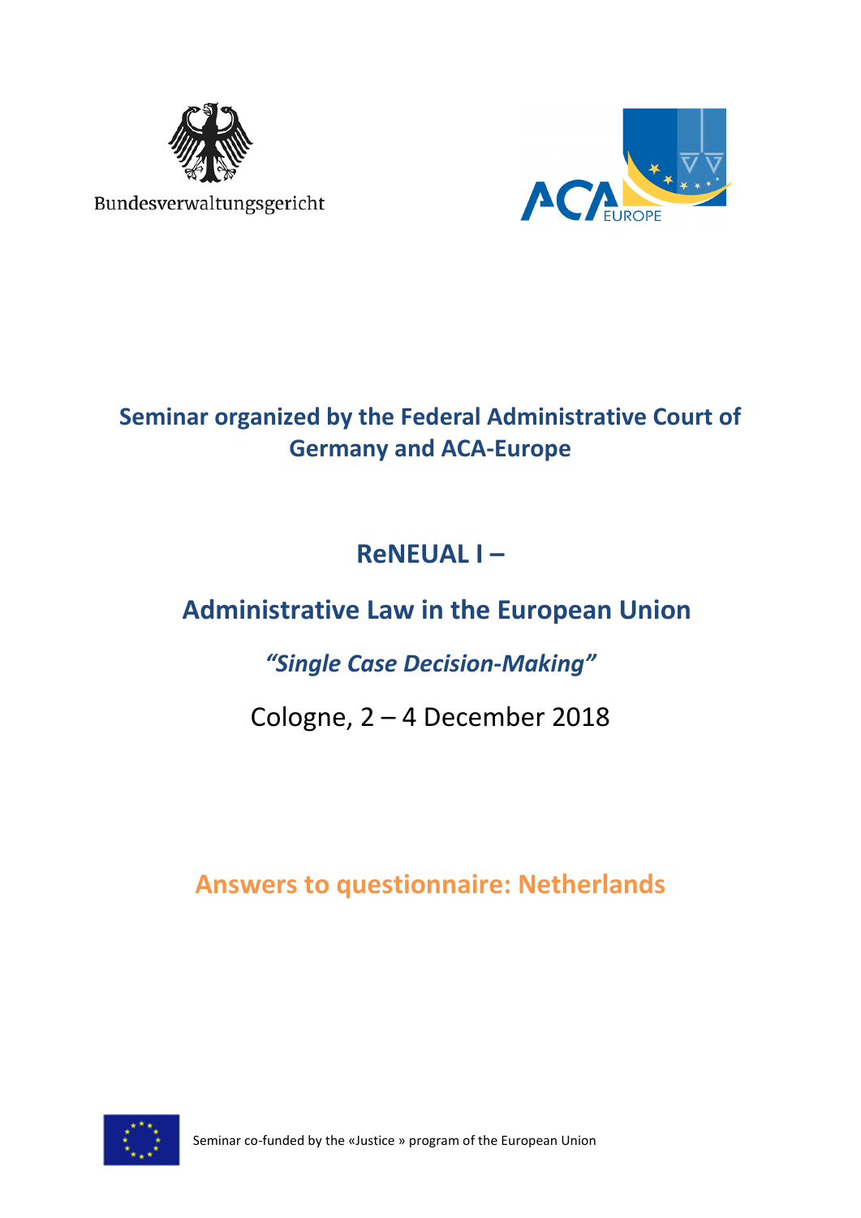Bundesverwaltungsgericht

ACA EUROPE

## Seminar organized by the Federal Administrative Court of Germany and ACA-Europe

# ReNEUAL I –

# Administrative Law in the European Union

## *"Single Case Decision-Making"*

Cologne, 2 – 4 December 2018

## Answers to questionnaire: Netherlands

Seminar co-funded by the «Justice » program of the European Union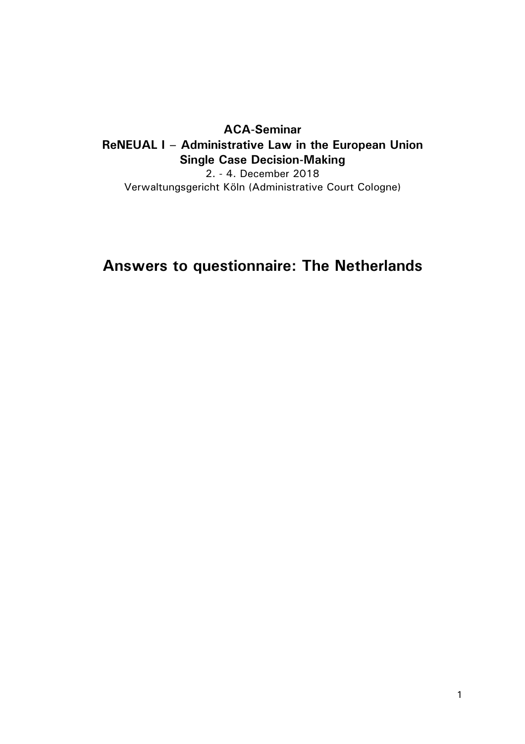**ACA-Seminar**
**ReNEUAL I – Administrative Law in the European Union**
**Single Case Decision-Making**

2. - 4. December 2018

Verwaltungsgericht Köln (Administrative Court Cologne)

# Answers to questionnaire: The Netherlands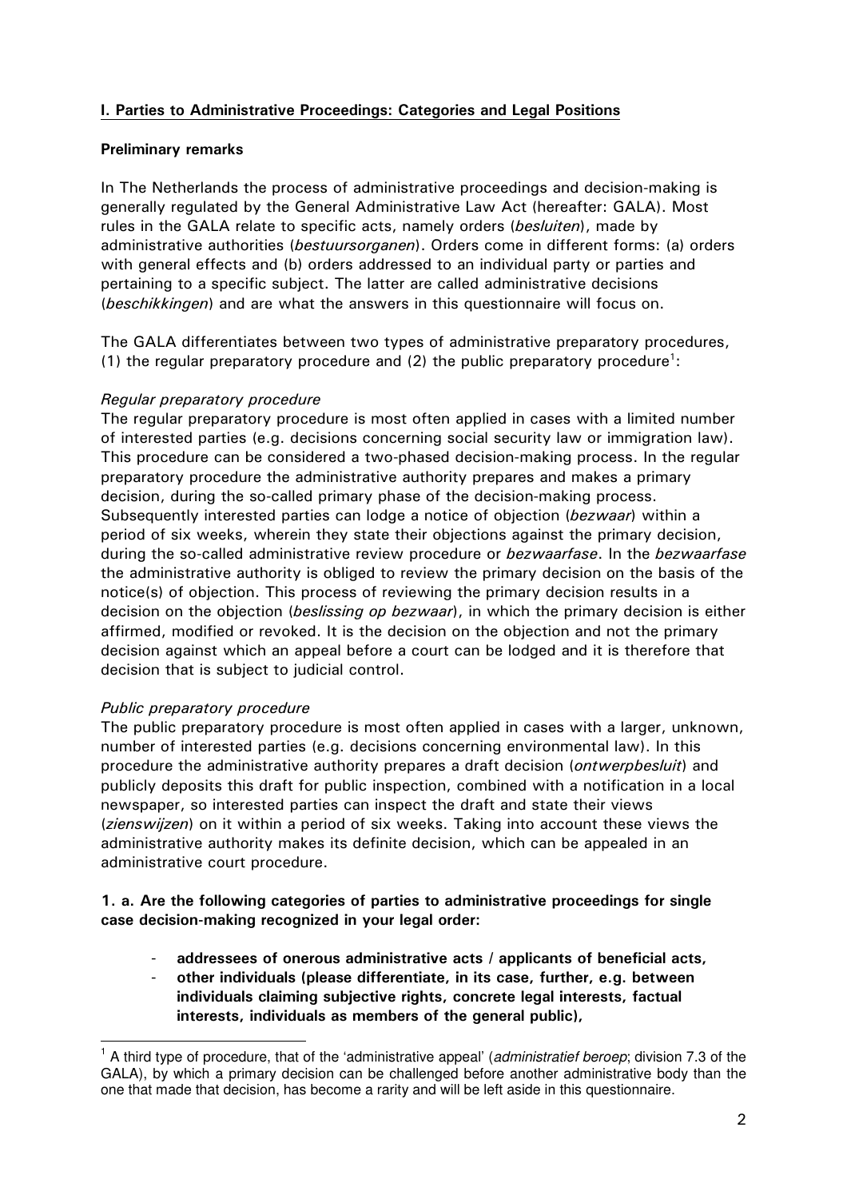## I. Parties to Administrative Proceedings: Categories and Legal Positions

### Preliminary remarks

In The Netherlands the process of administrative proceedings and decision-making is generally regulated by the General Administrative Law Act (hereafter: GALA). Most rules in the GALA relate to specific acts, namely orders (*besluiten*), made by administrative authorities (*bestuursorganen*). Orders come in different forms: (a) orders with general effects and (b) orders addressed to an individual party or parties and pertaining to a specific subject. The latter are called administrative decisions (*beschikkingen*) and are what the answers in this questionnaire will focus on.

The GALA differentiates between two types of administrative preparatory procedures, (1) the regular preparatory procedure and (2) the public preparatory procedure[1]:

*Regular preparatory procedure*

The regular preparatory procedure is most often applied in cases with a limited number of interested parties (e.g. decisions concerning social security law or immigration law). This procedure can be considered a two-phased decision-making process. In the regular preparatory procedure the administrative authority prepares and makes a primary decision, during the so-called primary phase of the decision-making process. Subsequently interested parties can lodge a notice of objection (*bezwaar*) within a period of six weeks, wherein they state their objections against the primary decision, during the so-called administrative review procedure or *bezwaarfase*. In the *bezwaarfase* the administrative authority is obliged to review the primary decision on the basis of the notice(s) of objection. This process of reviewing the primary decision results in a decision on the objection (*beslissing op bezwaar*), in which the primary decision is either affirmed, modified or revoked. It is the decision on the objection and not the primary decision against which an appeal before a court can be lodged and it is therefore that decision that is subject to judicial control.

*Public preparatory procedure*

The public preparatory procedure is most often applied in cases with a larger, unknown, number of interested parties (e.g. decisions concerning environmental law). In this procedure the administrative authority prepares a draft decision (*ontwerpbesluit*) and publicly deposits this draft for public inspection, combined with a notification in a local newspaper, so interested parties can inspect the draft and state their views (*zienswijzen*) on it within a period of six weeks. Taking into account these views the administrative authority makes its definite decision, which can be appealed in an administrative court procedure.

**1. a. Are the following categories of parties to administrative proceedings for single case decision-making recognized in your legal order:**

- **addressees of onerous administrative acts / applicants of beneficial acts,**
- **other individuals (please differentiate, in its case, further, e.g. between individuals claiming subjective rights, concrete legal interests, factual interests, individuals as members of the general public),**

[1] A third type of procedure, that of the 'administrative appeal' (*administratief beroep*; division 7.3 of the GALA), by which a primary decision can be challenged before another administrative body than the one that made that decision, has become a rarity and will be left aside in this questionnaire.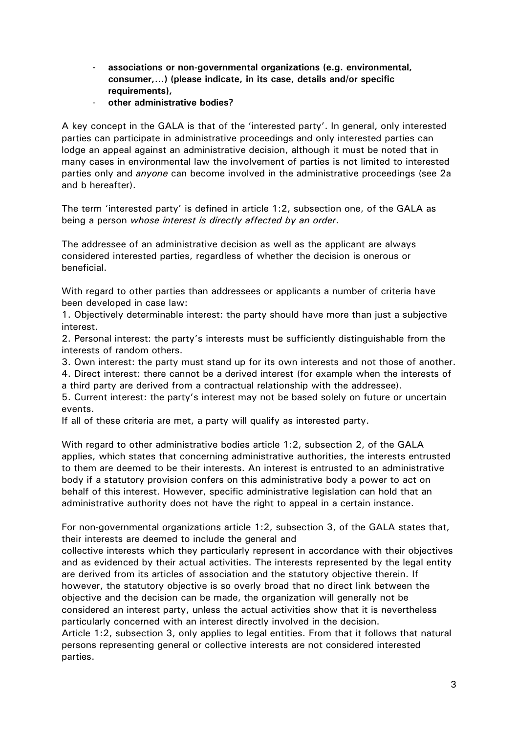- **associations or non-governmental organizations (e.g. environmental, consumer,...) (please indicate, in its case, details and/or specific requirements),**
- **other administrative bodies?**

A key concept in the GALA is that of the 'interested party'. In general, only interested parties can participate in administrative proceedings and only interested parties can lodge an appeal against an administrative decision, although it must be noted that in many cases in environmental law the involvement of parties is not limited to interested parties only and *anyone* can become involved in the administrative proceedings (see 2a and b hereafter).

The term 'interested party' is defined in article 1:2, subsection one, of the GALA as being a person *whose interest is directly affected by an order*.

The addressee of an administrative decision as well as the applicant are always considered interested parties, regardless of whether the decision is onerous or beneficial.

With regard to other parties than addressees or applicants a number of criteria have been developed in case law:
1. Objectively determinable interest: the party should have more than just a subjective interest.
2. Personal interest: the party's interests must be sufficiently distinguishable from the interests of random others.
3. Own interest: the party must stand up for its own interests and not those of another.
4. Direct interest: there cannot be a derived interest (for example when the interests of a third party are derived from a contractual relationship with the addressee).
5. Current interest: the party's interest may not be based solely on future or uncertain events.
If all of these criteria are met, a party will qualify as interested party.

With regard to other administrative bodies article 1:2, subsection 2, of the GALA applies, which states that concerning administrative authorities, the interests entrusted to them are deemed to be their interests. An interest is entrusted to an administrative body if a statutory provision confers on this administrative body a power to act on behalf of this interest. However, specific administrative legislation can hold that an administrative authority does not have the right to appeal in a certain instance.

For non-governmental organizations article 1:2, subsection 3, of the GALA states that, their interests are deemed to include the general and
collective interests which they particularly represent in accordance with their objectives and as evidenced by their actual activities. The interests represented by the legal entity are derived from its articles of association and the statutory objective therein. If however, the statutory objective is so overly broad that no direct link between the objective and the decision can be made, the organization will generally not be considered an interest party, unless the actual activities show that it is nevertheless particularly concerned with an interest directly involved in the decision.
Article 1:2, subsection 3, only applies to legal entities. From that it follows that natural persons representing general or collective interests are not considered interested parties.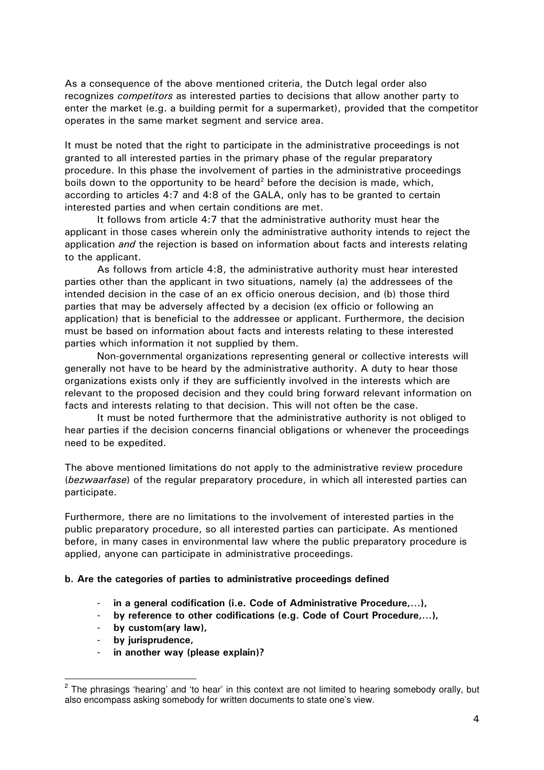As a consequence of the above mentioned criteria, the Dutch legal order also recognizes *competitors* as interested parties to decisions that allow another party to enter the market (e.g. a building permit for a supermarket), provided that the competitor operates in the same market segment and service area.

It must be noted that the right to participate in the administrative proceedings is not granted to all interested parties in the primary phase of the regular preparatory procedure. In this phase the involvement of parties in the administrative proceedings boils down to the opportunity to be heard[2] before the decision is made, which, according to articles 4:7 and 4:8 of the GALA, only has to be granted to certain interested parties and when certain conditions are met.

It follows from article 4:7 that the administrative authority must hear the applicant in those cases wherein only the administrative authority intends to reject the application *and* the rejection is based on information about facts and interests relating to the applicant.

As follows from article 4:8, the administrative authority must hear interested parties other than the applicant in two situations, namely (a) the addressees of the intended decision in the case of an ex officio onerous decision, and (b) those third parties that may be adversely affected by a decision (ex officio or following an application) that is beneficial to the addressee or applicant. Furthermore, the decision must be based on information about facts and interests relating to these interested parties which information it not supplied by them.

Non-governmental organizations representing general or collective interests will generally not have to be heard by the administrative authority. A duty to hear those organizations exists only if they are sufficiently involved in the interests which are relevant to the proposed decision and they could bring forward relevant information on facts and interests relating to that decision. This will not often be the case.

It must be noted furthermore that the administrative authority is not obliged to hear parties if the decision concerns financial obligations or whenever the proceedings need to be expedited.

The above mentioned limitations do not apply to the administrative review procedure (*bezwaarfase*) of the regular preparatory procedure, in which all interested parties can participate.

Furthermore, there are no limitations to the involvement of interested parties in the public preparatory procedure, so all interested parties can participate. As mentioned before, in many cases in environmental law where the public preparatory procedure is applied, anyone can participate in administrative proceedings.

**b. Are the categories of parties to administrative proceedings defined**

- **in a general codification (i.e. Code of Administrative Procedure,...),**
- **by reference to other codifications (e.g. Code of Court Procedure,...),**
- **by custom(ary law),**
- **by jurisprudence,**
- **in another way (please explain)?**

[2] The phrasings 'hearing' and 'to hear' in this context are not limited to hearing somebody orally, but also encompass asking somebody for written documents to state one's view.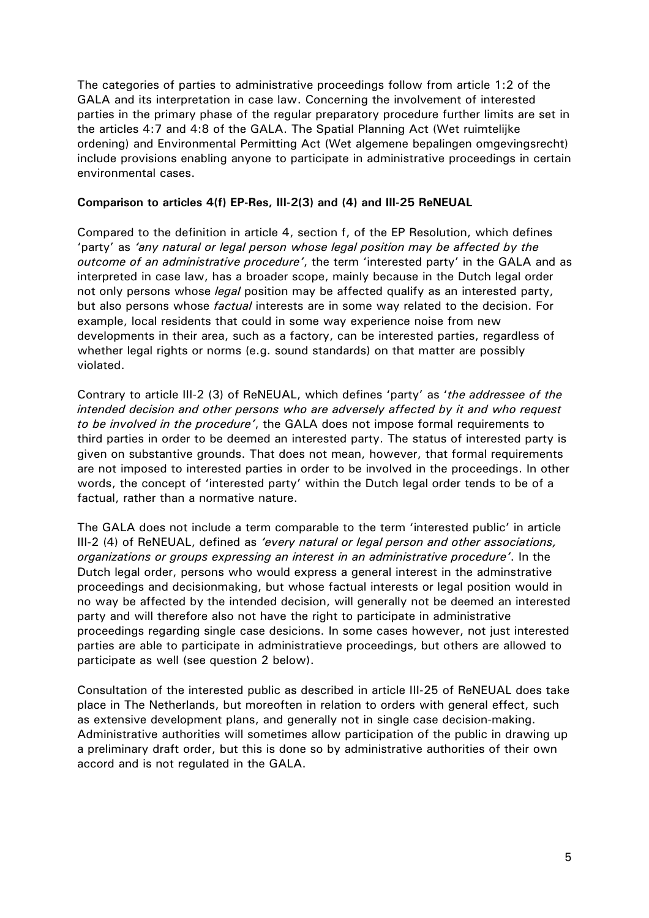The categories of parties to administrative proceedings follow from article 1:2 of the GALA and its interpretation in case law. Concerning the involvement of interested parties in the primary phase of the regular preparatory procedure further limits are set in the articles 4:7 and 4:8 of the GALA. The Spatial Planning Act (Wet ruimtelijke ordening) and Environmental Permitting Act (Wet algemene bepalingen omgevingsrecht) include provisions enabling anyone to participate in administrative proceedings in certain environmental cases.

**Comparison to articles 4(f) EP-Res, III-2(3) and (4) and III-25 ReNEUAL**

Compared to the definition in article 4, section f, of the EP Resolution, which defines 'party' as *'any natural or legal person whose legal position may be affected by the outcome of an administrative procedure'*, the term 'interested party' in the GALA and as interpreted in case law, has a broader scope, mainly because in the Dutch legal order not only persons whose *legal* position may be affected qualify as an interested party, but also persons whose *factual* interests are in some way related to the decision. For example, local residents that could in some way experience noise from new developments in their area, such as a factory, can be interested parties, regardless of whether legal rights or norms (e.g. sound standards) on that matter are possibly violated.

Contrary to article III-2 (3) of ReNEUAL, which defines 'party' as '*the addressee of the intended decision and other persons who are adversely affected by it and who request to be involved in the procedure'*, the GALA does not impose formal requirements to third parties in order to be deemed an interested party. The status of interested party is given on substantive grounds. That does not mean, however, that formal requirements are not imposed to interested parties in order to be involved in the proceedings. In other words, the concept of 'interested party' within the Dutch legal order tends to be of a factual, rather than a normative nature.

The GALA does not include a term comparable to the term 'interested public' in article III-2 (4) of ReNEUAL, defined as *'every natural or legal person and other associations, organizations or groups expressing an interest in an administrative procedure'*. In the Dutch legal order, persons who would express a general interest in the adminstrative proceedings and decisionmaking, but whose factual interests or legal position would in no way be affected by the intended decision, will generally not be deemed an interested party and will therefore also not have the right to participate in administrative proceedings regarding single case desicions. In some cases however, not just interested parties are able to participate in administratieve proceedings, but others are allowed to participate as well (see question 2 below).

Consultation of the interested public as described in article III-25 of ReNEUAL does take place in The Netherlands, but moreoften in relation to orders with general effect, such as extensive development plans, and generally not in single case decision-making. Administrative authorities will sometimes allow participation of the public in drawing up a preliminary draft order, but this is done so by administrative authorities of their own accord and is not regulated in the GALA.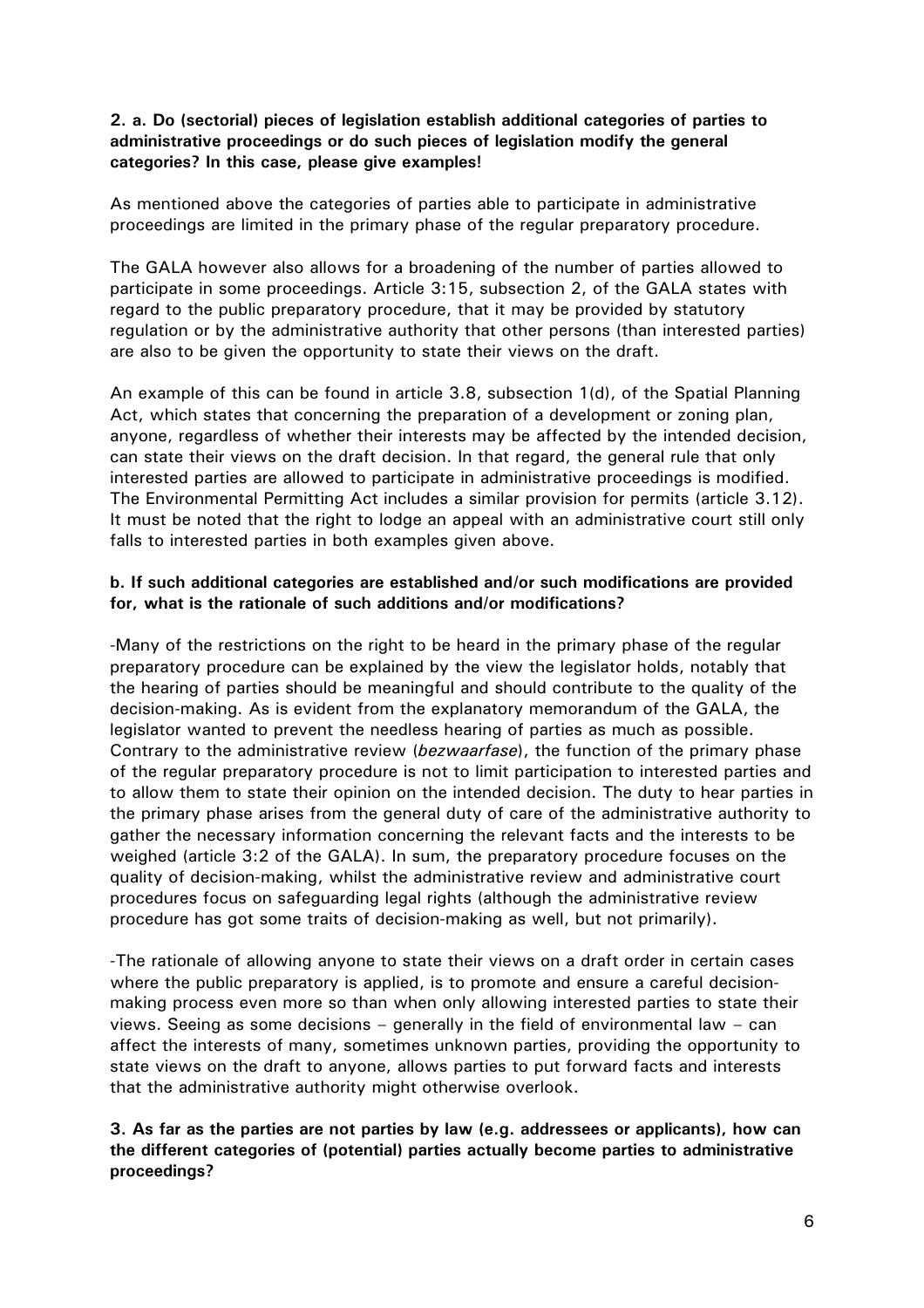**2. a. Do (sectorial) pieces of legislation establish additional categories of parties to administrative proceedings or do such pieces of legislation modify the general categories? In this case, please give examples!**

As mentioned above the categories of parties able to participate in administrative proceedings are limited in the primary phase of the regular preparatory procedure.

The GALA however also allows for a broadening of the number of parties allowed to participate in some proceedings. Article 3:15, subsection 2, of the GALA states with regard to the public preparatory procedure, that it may be provided by statutory regulation or by the administrative authority that other persons (than interested parties) are also to be given the opportunity to state their views on the draft.

An example of this can be found in article 3.8, subsection 1(d), of the Spatial Planning Act, which states that concerning the preparation of a development or zoning plan, anyone, regardless of whether their interests may be affected by the intended decision, can state their views on the draft decision. In that regard, the general rule that only interested parties are allowed to participate in administrative proceedings is modified. The Environmental Permitting Act includes a similar provision for permits (article 3.12). It must be noted that the right to lodge an appeal with an administrative court still only falls to interested parties in both examples given above.

**b. If such additional categories are established and/or such modifications are provided for, what is the rationale of such additions and/or modifications?**

-Many of the restrictions on the right to be heard in the primary phase of the regular preparatory procedure can be explained by the view the legislator holds, notably that the hearing of parties should be meaningful and should contribute to the quality of the decision-making. As is evident from the explanatory memorandum of the GALA, the legislator wanted to prevent the needless hearing of parties as much as possible. Contrary to the administrative review (*bezwaarfase*), the function of the primary phase of the regular preparatory procedure is not to limit participation to interested parties and to allow them to state their opinion on the intended decision. The duty to hear parties in the primary phase arises from the general duty of care of the administrative authority to gather the necessary information concerning the relevant facts and the interests to be weighed (article 3:2 of the GALA). In sum, the preparatory procedure focuses on the quality of decision-making, whilst the administrative review and administrative court procedures focus on safeguarding legal rights (although the administrative review procedure has got some traits of decision-making as well, but not primarily).

-The rationale of allowing anyone to state their views on a draft order in certain cases where the public preparatory is applied, is to promote and ensure a careful decision-making process even more so than when only allowing interested parties to state their views. Seeing as some decisions – generally in the field of environmental law – can affect the interests of many, sometimes unknown parties, providing the opportunity to state views on the draft to anyone, allows parties to put forward facts and interests that the administrative authority might otherwise overlook.

**3. As far as the parties are not parties by law (e.g. addressees or applicants), how can the different categories of (potential) parties actually become parties to administrative proceedings?**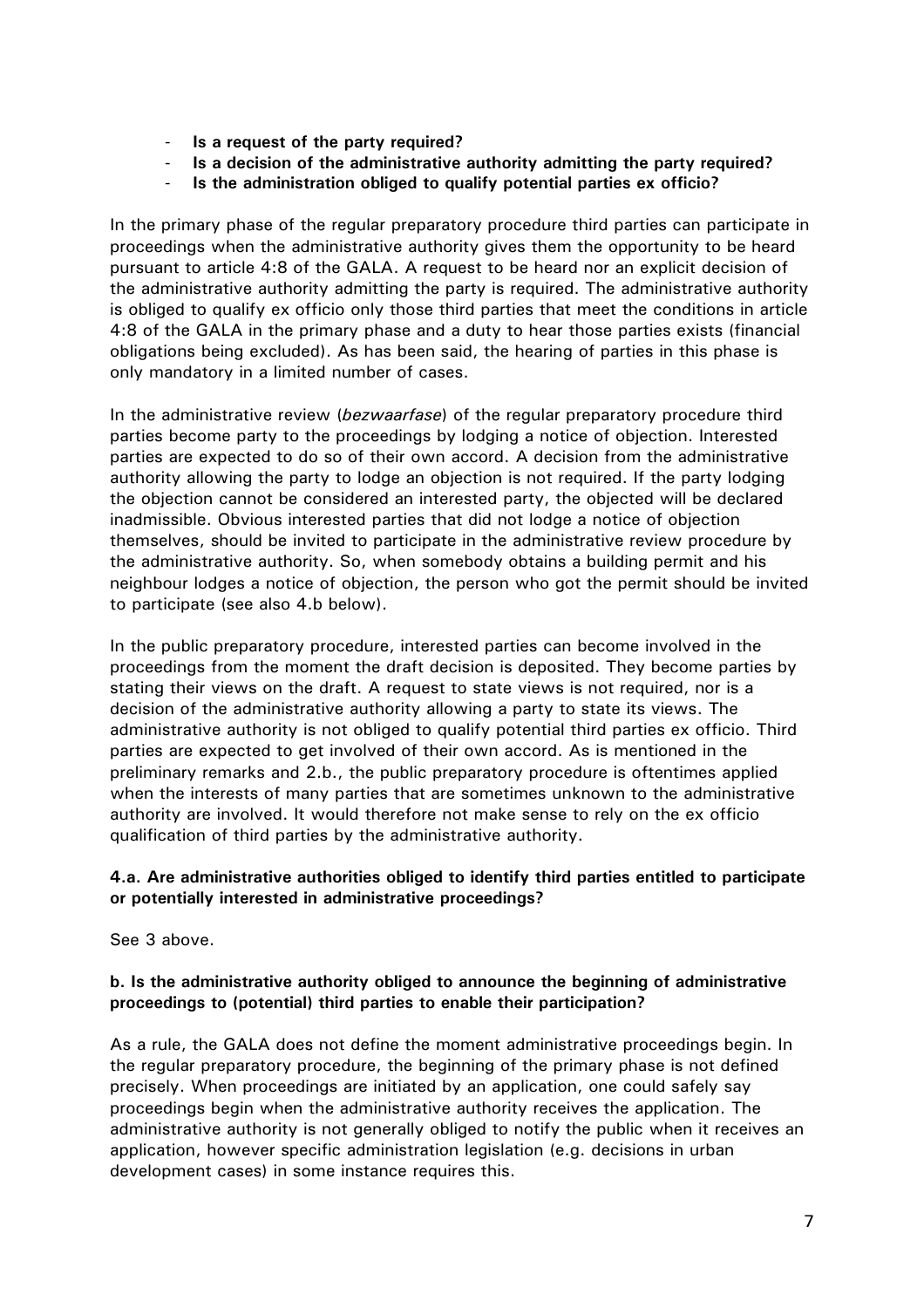- **Is a request of the party required?**
- **Is a decision of the administrative authority admitting the party required?**
- **Is the administration obliged to qualify potential parties ex officio?**

In the primary phase of the regular preparatory procedure third parties can participate in proceedings when the administrative authority gives them the opportunity to be heard pursuant to article 4:8 of the GALA. A request to be heard nor an explicit decision of the administrative authority admitting the party is required. The administrative authority is obliged to qualify ex officio only those third parties that meet the conditions in article 4:8 of the GALA in the primary phase and a duty to hear those parties exists (financial obligations being excluded). As has been said, the hearing of parties in this phase is only mandatory in a limited number of cases.

In the administrative review (*bezwaarfase*) of the regular preparatory procedure third parties become party to the proceedings by lodging a notice of objection. Interested parties are expected to do so of their own accord. A decision from the administrative authority allowing the party to lodge an objection is not required. If the party lodging the objection cannot be considered an interested party, the objected will be declared inadmissible. Obvious interested parties that did not lodge a notice of objection themselves, should be invited to participate in the administrative review procedure by the administrative authority. So, when somebody obtains a building permit and his neighbour lodges a notice of objection, the person who got the permit should be invited to participate (see also 4.b below).

In the public preparatory procedure, interested parties can become involved in the proceedings from the moment the draft decision is deposited. They become parties by stating their views on the draft. A request to state views is not required, nor is a decision of the administrative authority allowing a party to state its views. The administrative authority is not obliged to qualify potential third parties ex officio. Third parties are expected to get involved of their own accord. As is mentioned in the preliminary remarks and 2.b., the public preparatory procedure is oftentimes applied when the interests of many parties that are sometimes unknown to the administrative authority are involved. It would therefore not make sense to rely on the ex officio qualification of third parties by the administrative authority.

**4.a. Are administrative authorities obliged to identify third parties entitled to participate or potentially interested in administrative proceedings?**

See 3 above.

**b. Is the administrative authority obliged to announce the beginning of administrative proceedings to (potential) third parties to enable their participation?**

As a rule, the GALA does not define the moment administrative proceedings begin. In the regular preparatory procedure, the beginning of the primary phase is not defined precisely. When proceedings are initiated by an application, one could safely say proceedings begin when the administrative authority receives the application. The administrative authority is not generally obliged to notify the public when it receives an application, however specific administration legislation (e.g. decisions in urban development cases) in some instance requires this.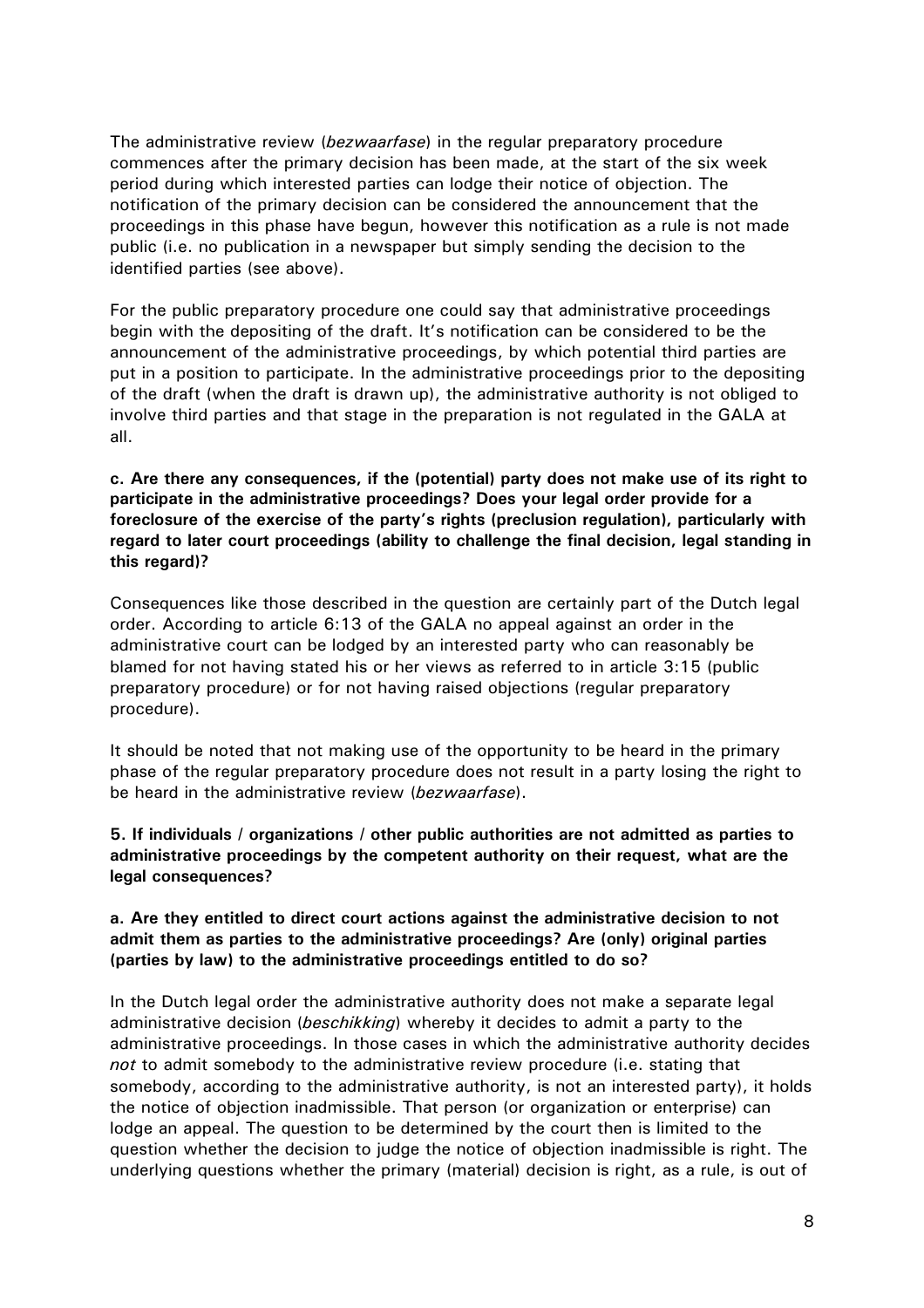The administrative review (*bezwaarfase*) in the regular preparatory procedure commences after the primary decision has been made, at the start of the six week period during which interested parties can lodge their notice of objection. The notification of the primary decision can be considered the announcement that the proceedings in this phase have begun, however this notification as a rule is not made public (i.e. no publication in a newspaper but simply sending the decision to the identified parties (see above).

For the public preparatory procedure one could say that administrative proceedings begin with the depositing of the draft. It's notification can be considered to be the announcement of the administrative proceedings, by which potential third parties are put in a position to participate. In the administrative proceedings prior to the depositing of the draft (when the draft is drawn up), the administrative authority is not obliged to involve third parties and that stage in the preparation is not regulated in the GALA at all.

**c. Are there any consequences, if the (potential) party does not make use of its right to participate in the administrative proceedings? Does your legal order provide for a foreclosure of the exercise of the party's rights (preclusion regulation), particularly with regard to later court proceedings (ability to challenge the final decision, legal standing in this regard)?**

Consequences like those described in the question are certainly part of the Dutch legal order. According to article 6:13 of the GALA no appeal against an order in the administrative court can be lodged by an interested party who can reasonably be blamed for not having stated his or her views as referred to in article 3:15 (public preparatory procedure) or for not having raised objections (regular preparatory procedure).

It should be noted that not making use of the opportunity to be heard in the primary phase of the regular preparatory procedure does not result in a party losing the right to be heard in the administrative review (*bezwaarfase*).

**5. If individuals / organizations / other public authorities are not admitted as parties to administrative proceedings by the competent authority on their request, what are the legal consequences?**

**a. Are they entitled to direct court actions against the administrative decision to not admit them as parties to the administrative proceedings? Are (only) original parties (parties by law) to the administrative proceedings entitled to do so?**

In the Dutch legal order the administrative authority does not make a separate legal administrative decision (*beschikking*) whereby it decides to admit a party to the administrative proceedings. In those cases in which the administrative authority decides *not* to admit somebody to the administrative review procedure (i.e. stating that somebody, according to the administrative authority, is not an interested party), it holds the notice of objection inadmissible. That person (or organization or enterprise) can lodge an appeal. The question to be determined by the court then is limited to the question whether the decision to judge the notice of objection inadmissible is right. The underlying questions whether the primary (material) decision is right, as a rule, is out of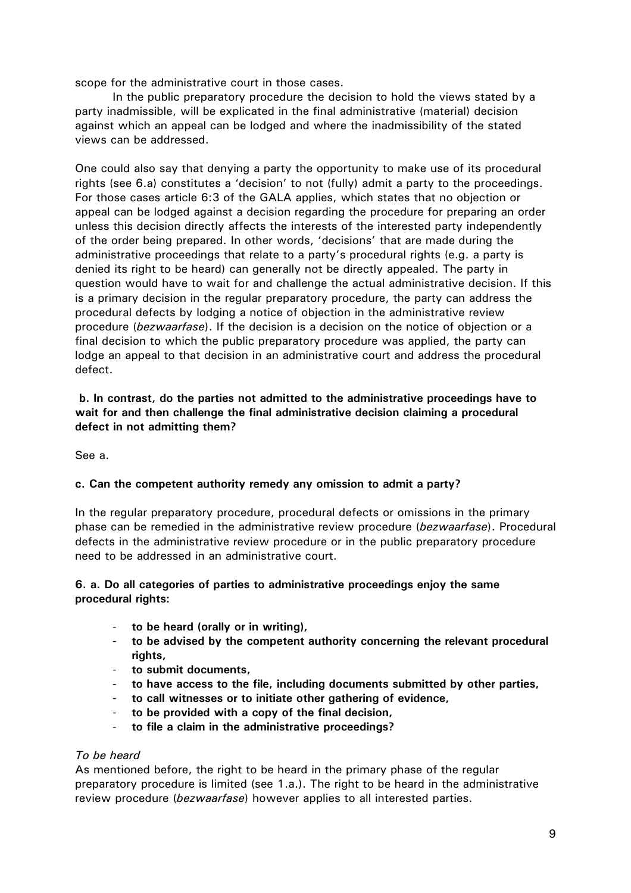scope for the administrative court in those cases.

In the public preparatory procedure the decision to hold the views stated by a party inadmissible, will be explicated in the final administrative (material) decision against which an appeal can be lodged and where the inadmissibility of the stated views can be addressed.

One could also say that denying a party the opportunity to make use of its procedural rights (see 6.a) constitutes a 'decision' to not (fully) admit a party to the proceedings. For those cases article 6:3 of the GALA applies, which states that no objection or appeal can be lodged against a decision regarding the procedure for preparing an order unless this decision directly affects the interests of the interested party independently of the order being prepared. In other words, 'decisions' that are made during the administrative proceedings that relate to a party's procedural rights (e.g. a party is denied its right to be heard) can generally not be directly appealed. The party in question would have to wait for and challenge the actual administrative decision. If this is a primary decision in the regular preparatory procedure, the party can address the procedural defects by lodging a notice of objection in the administrative review procedure (*bezwaarfase*). If the decision is a decision on the notice of objection or a final decision to which the public preparatory procedure was applied, the party can lodge an appeal to that decision in an administrative court and address the procedural defect.

**b. In contrast, do the parties not admitted to the administrative proceedings have to wait for and then challenge the final administrative decision claiming a procedural defect in not admitting them?**

See a.

**c. Can the competent authority remedy any omission to admit a party?**

In the regular preparatory procedure, procedural defects or omissions in the primary phase can be remedied in the administrative review procedure (*bezwaarfase*). Procedural defects in the administrative review procedure or in the public preparatory procedure need to be addressed in an administrative court.

**6. a. Do all categories of parties to administrative proceedings enjoy the same procedural rights:**

- **to be heard (orally or in writing),**
- **to be advised by the competent authority concerning the relevant procedural rights,**
- **to submit documents,**
- **to have access to the file, including documents submitted by other parties,**
- **to call witnesses or to initiate other gathering of evidence,**
- **to be provided with a copy of the final decision,**
- **to file a claim in the administrative proceedings?**

*To be heard*

As mentioned before, the right to be heard in the primary phase of the regular preparatory procedure is limited (see 1.a.). The right to be heard in the administrative review procedure (*bezwaarfase*) however applies to all interested parties.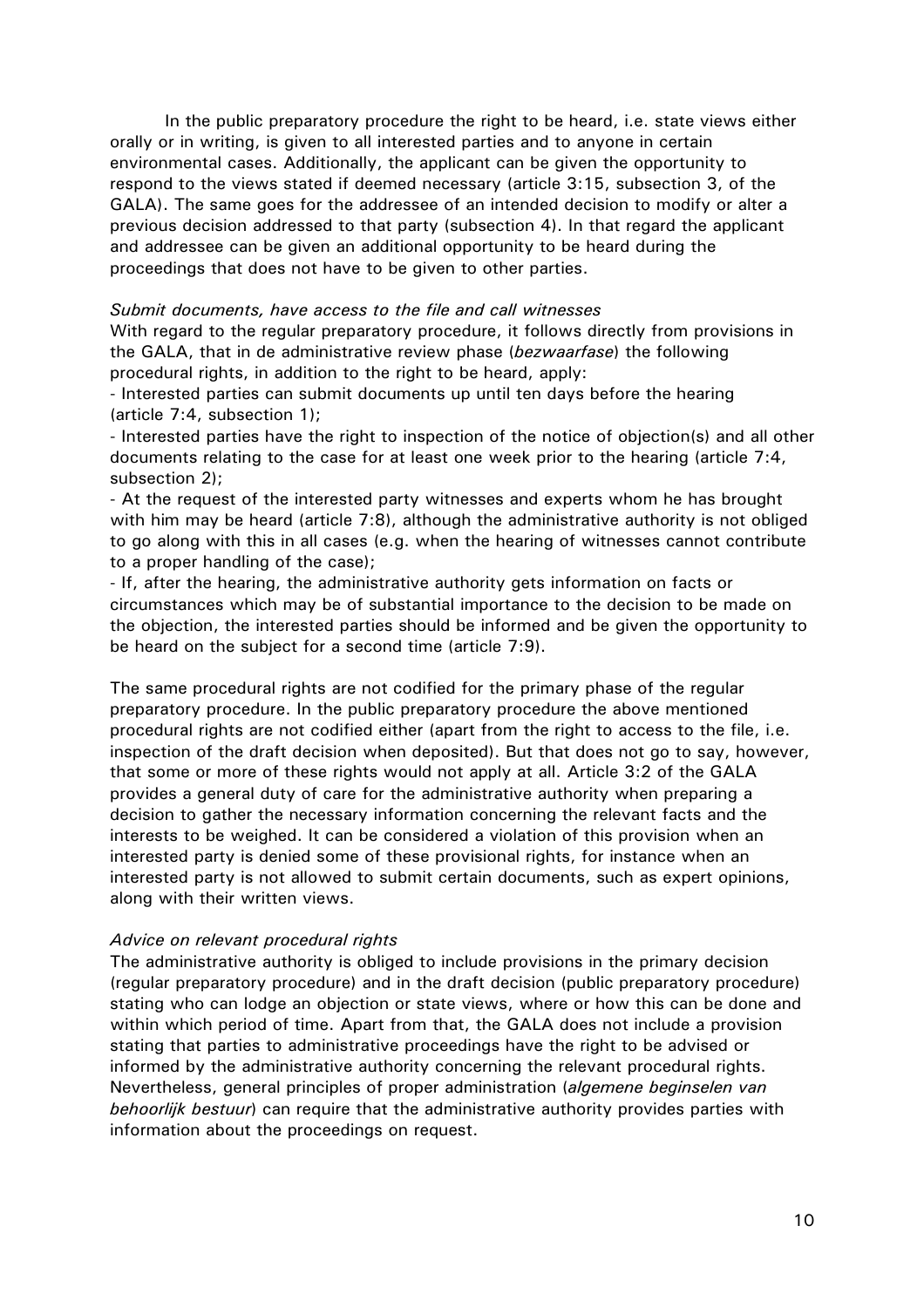In the public preparatory procedure the right to be heard, i.e. state views either orally or in writing, is given to all interested parties and to anyone in certain environmental cases. Additionally, the applicant can be given the opportunity to respond to the views stated if deemed necessary (article 3:15, subsection 3, of the GALA). The same goes for the addressee of an intended decision to modify or alter a previous decision addressed to that party (subsection 4). In that regard the applicant and addressee can be given an additional opportunity to be heard during the proceedings that does not have to be given to other parties.

*Submit documents, have access to the file and call witnesses*

With regard to the regular preparatory procedure, it follows directly from provisions in the GALA, that in de administrative review phase (*bezwaarfase*) the following procedural rights, in addition to the right to be heard, apply:

- Interested parties can submit documents up until ten days before the hearing (article 7:4, subsection 1);
- Interested parties have the right to inspection of the notice of objection(s) and all other documents relating to the case for at least one week prior to the hearing (article 7:4, subsection 2);
- At the request of the interested party witnesses and experts whom he has brought with him may be heard (article 7:8), although the administrative authority is not obliged to go along with this in all cases (e.g. when the hearing of witnesses cannot contribute to a proper handling of the case);
- If, after the hearing, the administrative authority gets information on facts or circumstances which may be of substantial importance to the decision to be made on the objection, the interested parties should be informed and be given the opportunity to be heard on the subject for a second time (article 7:9).

The same procedural rights are not codified for the primary phase of the regular preparatory procedure. In the public preparatory procedure the above mentioned procedural rights are not codified either (apart from the right to access to the file, i.e. inspection of the draft decision when deposited). But that does not go to say, however, that some or more of these rights would not apply at all. Article 3:2 of the GALA provides a general duty of care for the administrative authority when preparing a decision to gather the necessary information concerning the relevant facts and the interests to be weighed. It can be considered a violation of this provision when an interested party is denied some of these provisional rights, for instance when an interested party is not allowed to submit certain documents, such as expert opinions, along with their written views.

*Advice on relevant procedural rights*

The administrative authority is obliged to include provisions in the primary decision (regular preparatory procedure) and in the draft decision (public preparatory procedure) stating who can lodge an objection or state views, where or how this can be done and within which period of time. Apart from that, the GALA does not include a provision stating that parties to administrative proceedings have the right to be advised or informed by the administrative authority concerning the relevant procedural rights. Nevertheless, general principles of proper administration (*algemene beginselen van behoorlijk bestuur*) can require that the administrative authority provides parties with information about the proceedings on request.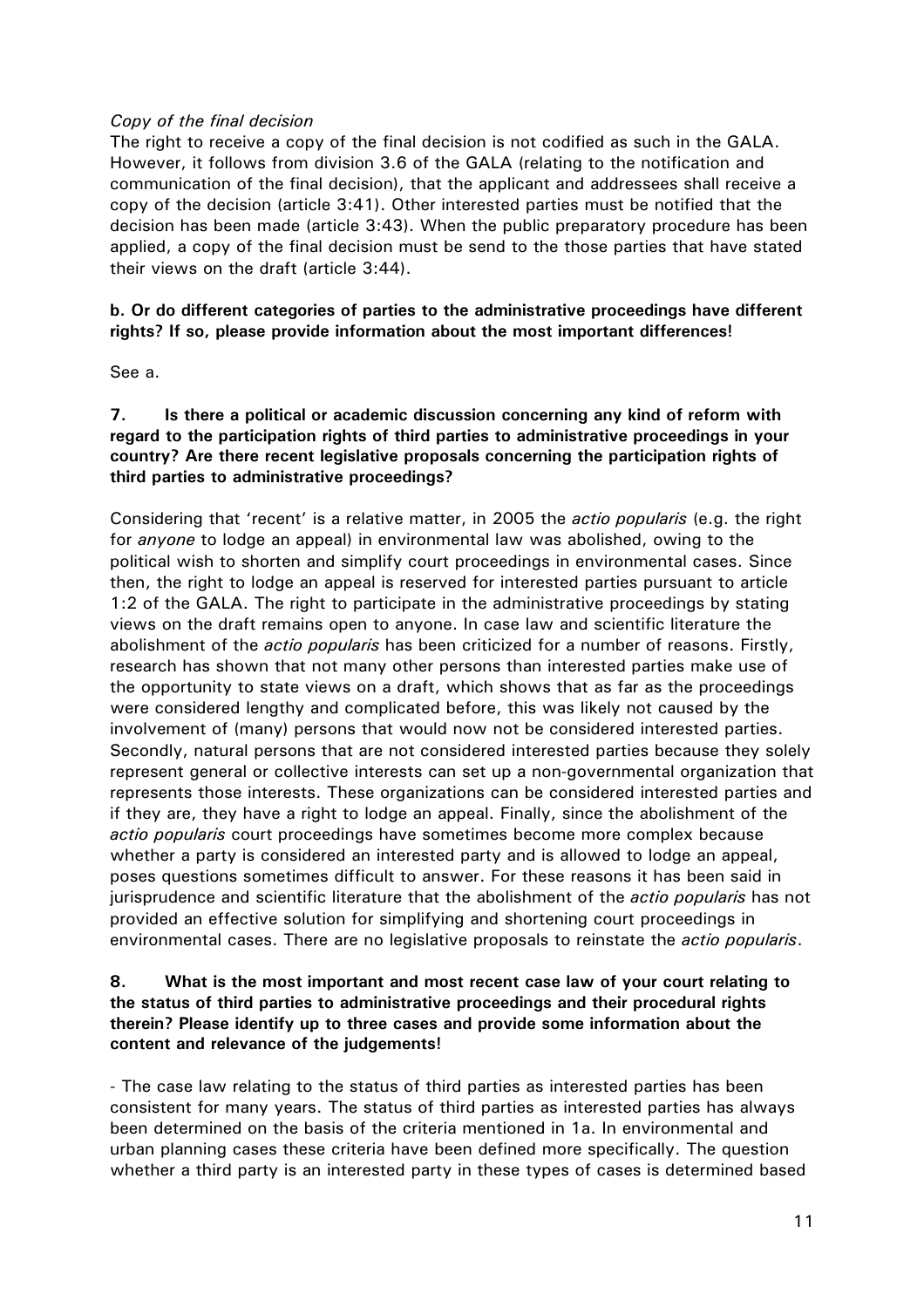*Copy of the final decision*
The right to receive a copy of the final decision is not codified as such in the GALA. However, it follows from division 3.6 of the GALA (relating to the notification and communication of the final decision), that the applicant and addressees shall receive a copy of the decision (article 3:41). Other interested parties must be notified that the decision has been made (article 3:43). When the public preparatory procedure has been applied, a copy of the final decision must be send to the those parties that have stated their views on the draft (article 3:44).

**b. Or do different categories of parties to the administrative proceedings have different rights? If so, please provide information about the most important differences!**

See a.

**7. Is there a political or academic discussion concerning any kind of reform with regard to the participation rights of third parties to administrative proceedings in your country? Are there recent legislative proposals concerning the participation rights of third parties to administrative proceedings?**

Considering that 'recent' is a relative matter, in 2005 the *actio popularis* (e.g. the right for *anyone* to lodge an appeal) in environmental law was abolished, owing to the political wish to shorten and simplify court proceedings in environmental cases. Since then, the right to lodge an appeal is reserved for interested parties pursuant to article 1:2 of the GALA. The right to participate in the administrative proceedings by stating views on the draft remains open to anyone. In case law and scientific literature the abolishment of the *actio popularis* has been criticized for a number of reasons. Firstly, research has shown that not many other persons than interested parties make use of the opportunity to state views on a draft, which shows that as far as the proceedings were considered lengthy and complicated before, this was likely not caused by the involvement of (many) persons that would now not be considered interested parties. Secondly, natural persons that are not considered interested parties because they solely represent general or collective interests can set up a non-governmental organization that represents those interests. These organizations can be considered interested parties and if they are, they have a right to lodge an appeal. Finally, since the abolishment of the *actio popularis* court proceedings have sometimes become more complex because whether a party is considered an interested party and is allowed to lodge an appeal, poses questions sometimes difficult to answer. For these reasons it has been said in jurisprudence and scientific literature that the abolishment of the *actio popularis* has not provided an effective solution for simplifying and shortening court proceedings in environmental cases. There are no legislative proposals to reinstate the *actio popularis*.

**8. What is the most important and most recent case law of your court relating to the status of third parties to administrative proceedings and their procedural rights therein? Please identify up to three cases and provide some information about the content and relevance of the judgements!**

- The case law relating to the status of third parties as interested parties has been consistent for many years. The status of third parties as interested parties has always been determined on the basis of the criteria mentioned in 1a. In environmental and urban planning cases these criteria have been defined more specifically. The question whether a third party is an interested party in these types of cases is determined based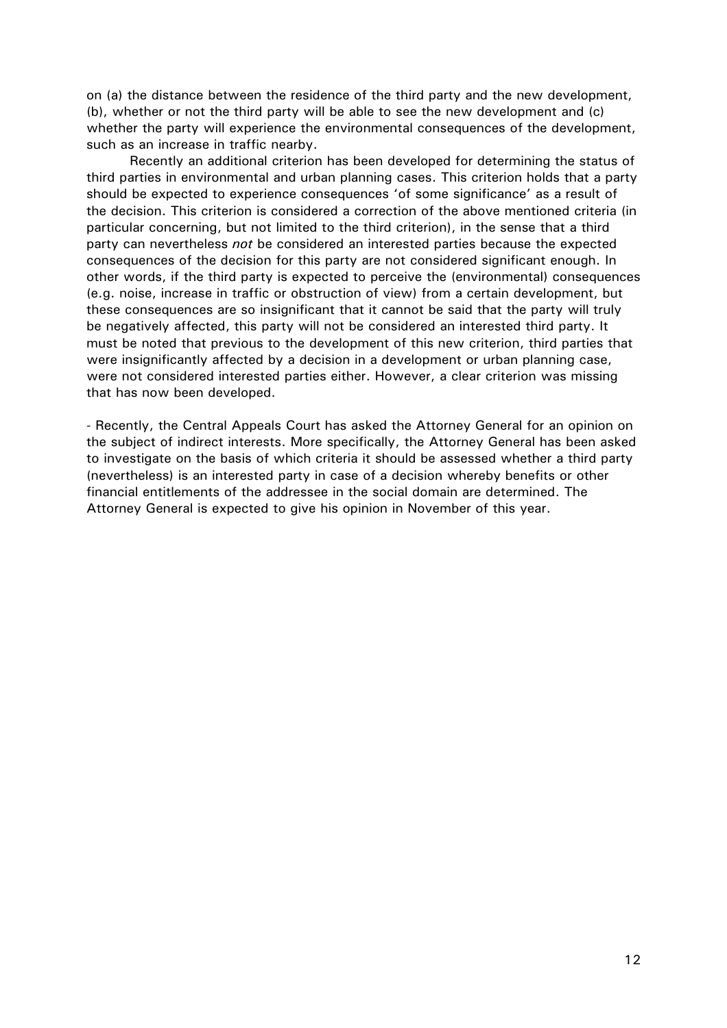on (a) the distance between the residence of the third party and the new development, (b), whether or not the third party will be able to see the new development and (c) whether the party will experience the environmental consequences of the development, such as an increase in traffic nearby.

Recently an additional criterion has been developed for determining the status of third parties in environmental and urban planning cases. This criterion holds that a party should be expected to experience consequences 'of some significance' as a result of the decision. This criterion is considered a correction of the above mentioned criteria (in particular concerning, but not limited to the third criterion), in the sense that a third party can nevertheless *not* be considered an interested parties because the expected consequences of the decision for this party are not considered significant enough. In other words, if the third party is expected to perceive the (environmental) consequences (e.g. noise, increase in traffic or obstruction of view) from a certain development, but these consequences are so insignificant that it cannot be said that the party will truly be negatively affected, this party will not be considered an interested third party. It must be noted that previous to the development of this new criterion, third parties that were insignificantly affected by a decision in a development or urban planning case, were not considered interested parties either. However, a clear criterion was missing that has now been developed.

- Recently, the Central Appeals Court has asked the Attorney General for an opinion on the subject of indirect interests. More specifically, the Attorney General has been asked to investigate on the basis of which criteria it should be assessed whether a third party (nevertheless) is an interested party in case of a decision whereby benefits or other financial entitlements of the addressee in the social domain are determined. The Attorney General is expected to give his opinion in November of this year.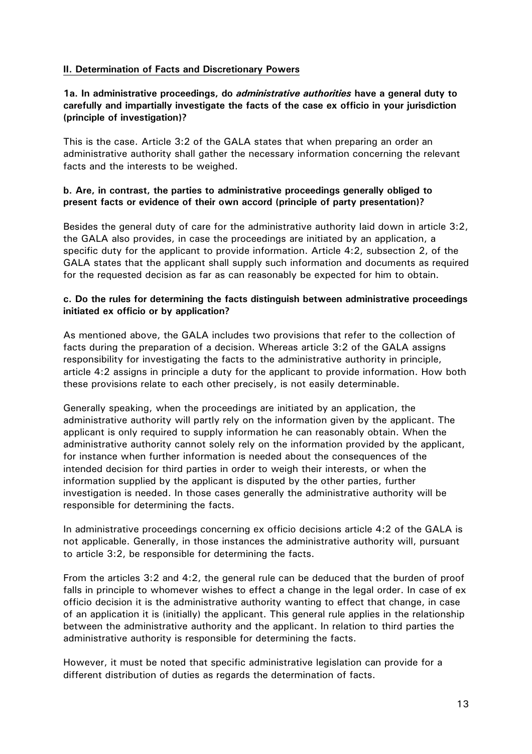## II. Determination of Facts and Discretionary Powers

**1a. In administrative proceedings, do *administrative authorities* have a general duty to carefully and impartially investigate the facts of the case ex officio in your jurisdiction (principle of investigation)?**

This is the case. Article 3:2 of the GALA states that when preparing an order an administrative authority shall gather the necessary information concerning the relevant facts and the interests to be weighed.

**b. Are, in contrast, the parties to administrative proceedings generally obliged to present facts or evidence of their own accord (principle of party presentation)?**

Besides the general duty of care for the administrative authority laid down in article 3:2, the GALA also provides, in case the proceedings are initiated by an application, a specific duty for the applicant to provide information. Article 4:2, subsection 2, of the GALA states that the applicant shall supply such information and documents as required for the requested decision as far as can reasonably be expected for him to obtain.

**c. Do the rules for determining the facts distinguish between administrative proceedings initiated ex officio or by application?**

As mentioned above, the GALA includes two provisions that refer to the collection of facts during the preparation of a decision. Whereas article 3:2 of the GALA assigns responsibility for investigating the facts to the administrative authority in principle, article 4:2 assigns in principle a duty for the applicant to provide information. How both these provisions relate to each other precisely, is not easily determinable.

Generally speaking, when the proceedings are initiated by an application, the administrative authority will partly rely on the information given by the applicant. The applicant is only required to supply information he can reasonably obtain. When the administrative authority cannot solely rely on the information provided by the applicant, for instance when further information is needed about the consequences of the intended decision for third parties in order to weigh their interests, or when the information supplied by the applicant is disputed by the other parties, further investigation is needed. In those cases generally the administrative authority will be responsible for determining the facts.

In administrative proceedings concerning ex officio decisions article 4:2 of the GALA is not applicable. Generally, in those instances the administrative authority will, pursuant to article 3:2, be responsible for determining the facts.

From the articles 3:2 and 4:2, the general rule can be deduced that the burden of proof falls in principle to whomever wishes to effect a change in the legal order. In case of ex officio decision it is the administrative authority wanting to effect that change, in case of an application it is (initially) the applicant. This general rule applies in the relationship between the administrative authority and the applicant. In relation to third parties the administrative authority is responsible for determining the facts.

However, it must be noted that specific administrative legislation can provide for a different distribution of duties as regards the determination of facts.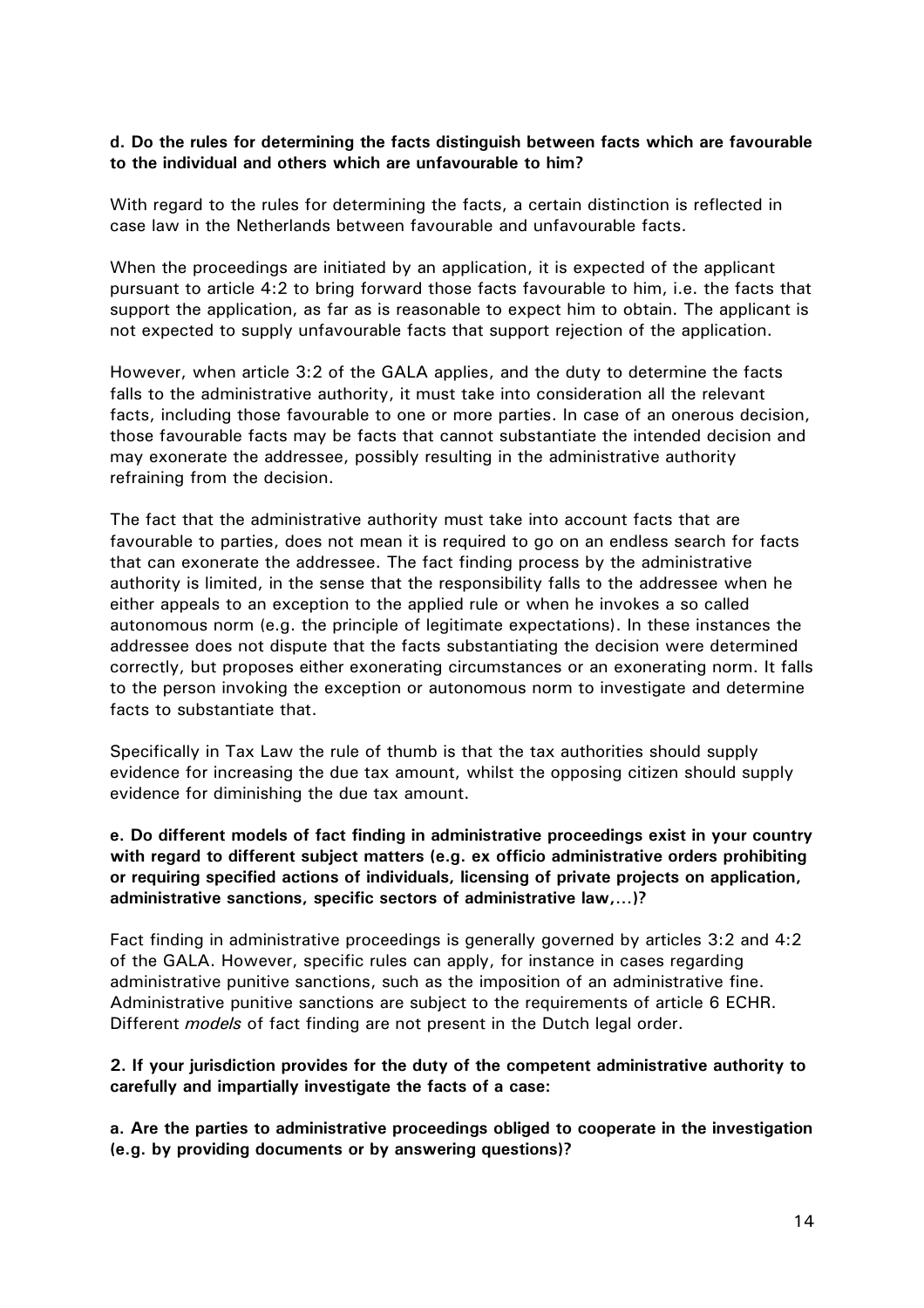**d. Do the rules for determining the facts distinguish between facts which are favourable to the individual and others which are unfavourable to him?**

With regard to the rules for determining the facts, a certain distinction is reflected in case law in the Netherlands between favourable and unfavourable facts.

When the proceedings are initiated by an application, it is expected of the applicant pursuant to article 4:2 to bring forward those facts favourable to him, i.e. the facts that support the application, as far as is reasonable to expect him to obtain. The applicant is not expected to supply unfavourable facts that support rejection of the application.

However, when article 3:2 of the GALA applies, and the duty to determine the facts falls to the administrative authority, it must take into consideration all the relevant facts, including those favourable to one or more parties. In case of an onerous decision, those favourable facts may be facts that cannot substantiate the intended decision and may exonerate the addressee, possibly resulting in the administrative authority refraining from the decision.

The fact that the administrative authority must take into account facts that are favourable to parties, does not mean it is required to go on an endless search for facts that can exonerate the addressee. The fact finding process by the administrative authority is limited, in the sense that the responsibility falls to the addressee when he either appeals to an exception to the applied rule or when he invokes a so called autonomous norm (e.g. the principle of legitimate expectations). In these instances the addressee does not dispute that the facts substantiating the decision were determined correctly, but proposes either exonerating circumstances or an exonerating norm. It falls to the person invoking the exception or autonomous norm to investigate and determine facts to substantiate that.

Specifically in Tax Law the rule of thumb is that the tax authorities should supply evidence for increasing the due tax amount, whilst the opposing citizen should supply evidence for diminishing the due tax amount.

**e. Do different models of fact finding in administrative proceedings exist in your country with regard to different subject matters (e.g. ex officio administrative orders prohibiting or requiring specified actions of individuals, licensing of private projects on application, administrative sanctions, specific sectors of administrative law,...)?**

Fact finding in administrative proceedings is generally governed by articles 3:2 and 4:2 of the GALA. However, specific rules can apply, for instance in cases regarding administrative punitive sanctions, such as the imposition of an administrative fine. Administrative punitive sanctions are subject to the requirements of article 6 ECHR. Different *models* of fact finding are not present in the Dutch legal order.

**2. If your jurisdiction provides for the duty of the competent administrative authority to carefully and impartially investigate the facts of a case:**

**a. Are the parties to administrative proceedings obliged to cooperate in the investigation (e.g. by providing documents or by answering questions)?**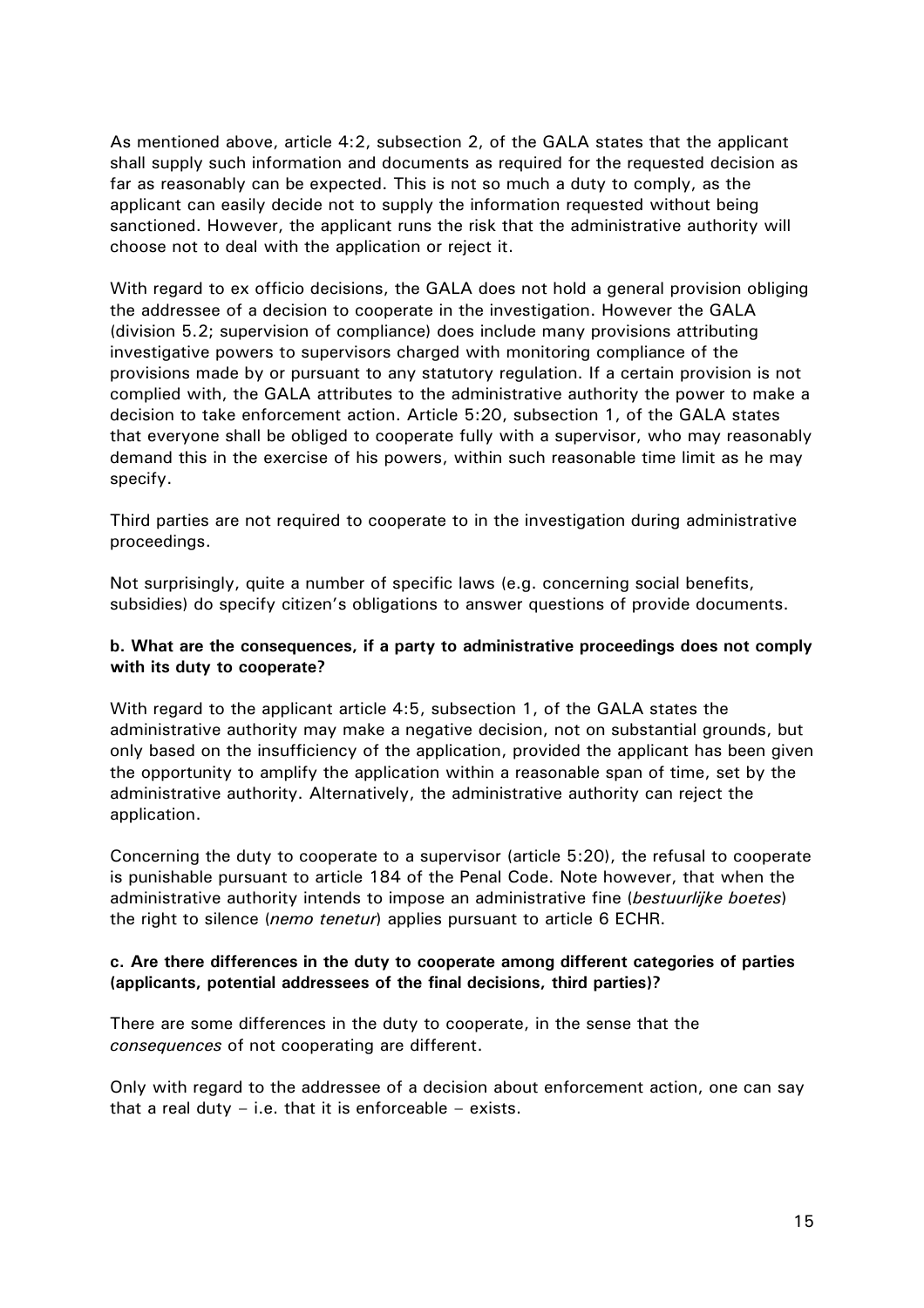As mentioned above, article 4:2, subsection 2, of the GALA states that the applicant shall supply such information and documents as required for the requested decision as far as reasonably can be expected. This is not so much a duty to comply, as the applicant can easily decide not to supply the information requested without being sanctioned. However, the applicant runs the risk that the administrative authority will choose not to deal with the application or reject it.

With regard to ex officio decisions, the GALA does not hold a general provision obliging the addressee of a decision to cooperate in the investigation. However the GALA (division 5.2; supervision of compliance) does include many provisions attributing investigative powers to supervisors charged with monitoring compliance of the provisions made by or pursuant to any statutory regulation. If a certain provision is not complied with, the GALA attributes to the administrative authority the power to make a decision to take enforcement action. Article 5:20, subsection 1, of the GALA states that everyone shall be obliged to cooperate fully with a supervisor, who may reasonably demand this in the exercise of his powers, within such reasonable time limit as he may specify.

Third parties are not required to cooperate to in the investigation during administrative proceedings.

Not surprisingly, quite a number of specific laws (e.g. concerning social benefits, subsidies) do specify citizen's obligations to answer questions of provide documents.

**b. What are the consequences, if a party to administrative proceedings does not comply with its duty to cooperate?**

With regard to the applicant article 4:5, subsection 1, of the GALA states the administrative authority may make a negative decision, not on substantial grounds, but only based on the insufficiency of the application, provided the applicant has been given the opportunity to amplify the application within a reasonable span of time, set by the administrative authority. Alternatively, the administrative authority can reject the application.

Concerning the duty to cooperate to a supervisor (article 5:20), the refusal to cooperate is punishable pursuant to article 184 of the Penal Code. Note however, that when the administrative authority intends to impose an administrative fine (*bestuurlijke boetes*) the right to silence (*nemo tenetur*) applies pursuant to article 6 ECHR.

**c. Are there differences in the duty to cooperate among different categories of parties (applicants, potential addressees of the final decisions, third parties)?**

There are some differences in the duty to cooperate, in the sense that the *consequences* of not cooperating are different.

Only with regard to the addressee of a decision about enforcement action, one can say that a real duty – i.e. that it is enforceable – exists.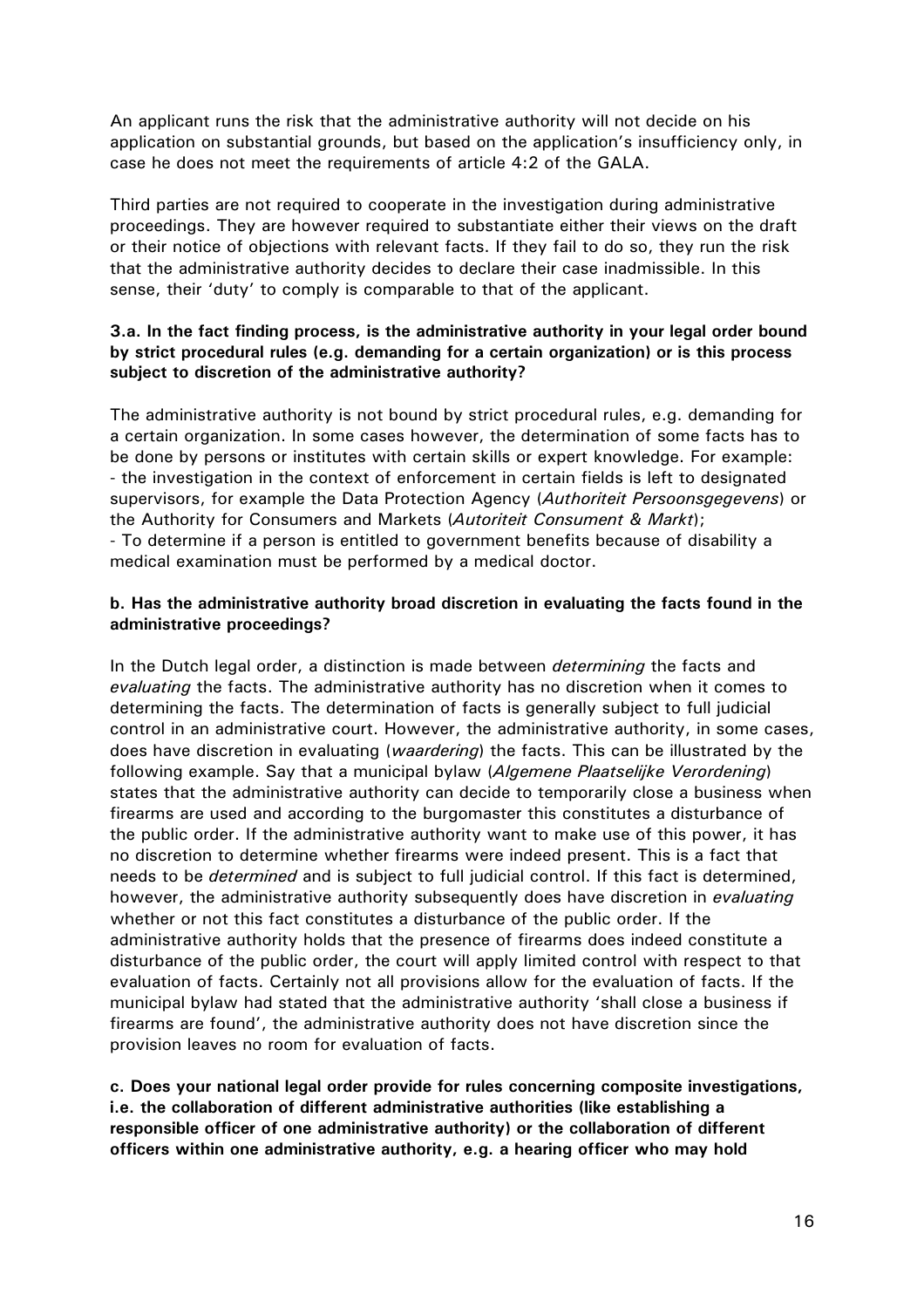An applicant runs the risk that the administrative authority will not decide on his application on substantial grounds, but based on the application's insufficiency only, in case he does not meet the requirements of article 4:2 of the GALA.

Third parties are not required to cooperate in the investigation during administrative proceedings. They are however required to substantiate either their views on the draft or their notice of objections with relevant facts. If they fail to do so, they run the risk that the administrative authority decides to declare their case inadmissible. In this sense, their 'duty' to comply is comparable to that of the applicant.

**3.a. In the fact finding process, is the administrative authority in your legal order bound by strict procedural rules (e.g. demanding for a certain organization) or is this process subject to discretion of the administrative authority?**

The administrative authority is not bound by strict procedural rules, e.g. demanding for a certain organization. In some cases however, the determination of some facts has to be done by persons or institutes with certain skills or expert knowledge. For example:
- the investigation in the context of enforcement in certain fields is left to designated supervisors, for example the Data Protection Agency (*Authoriteit Persoonsgegevens*) or the Authority for Consumers and Markets (*Autoriteit Consument & Markt*);
- To determine if a person is entitled to government benefits because of disability a medical examination must be performed by a medical doctor.

**b. Has the administrative authority broad discretion in evaluating the facts found in the administrative proceedings?**

In the Dutch legal order, a distinction is made between *determining* the facts and *evaluating* the facts. The administrative authority has no discretion when it comes to determining the facts. The determination of facts is generally subject to full judicial control in an administrative court. However, the administrative authority, in some cases, does have discretion in evaluating (*waardering*) the facts. This can be illustrated by the following example. Say that a municipal bylaw (*Algemene Plaatselijke Verordening*) states that the administrative authority can decide to temporarily close a business when firearms are used and according to the burgomaster this constitutes a disturbance of the public order. If the administrative authority want to make use of this power, it has no discretion to determine whether firearms were indeed present. This is a fact that needs to be *determined* and is subject to full judicial control. If this fact is determined, however, the administrative authority subsequently does have discretion in *evaluating* whether or not this fact constitutes a disturbance of the public order. If the administrative authority holds that the presence of firearms does indeed constitute a disturbance of the public order, the court will apply limited control with respect to that evaluation of facts. Certainly not all provisions allow for the evaluation of facts. If the municipal bylaw had stated that the administrative authority 'shall close a business if firearms are found', the administrative authority does not have discretion since the provision leaves no room for evaluation of facts.

**c. Does your national legal order provide for rules concerning composite investigations, i.e. the collaboration of different administrative authorities (like establishing a responsible officer of one administrative authority) or the collaboration of different officers within one administrative authority, e.g. a hearing officer who may hold**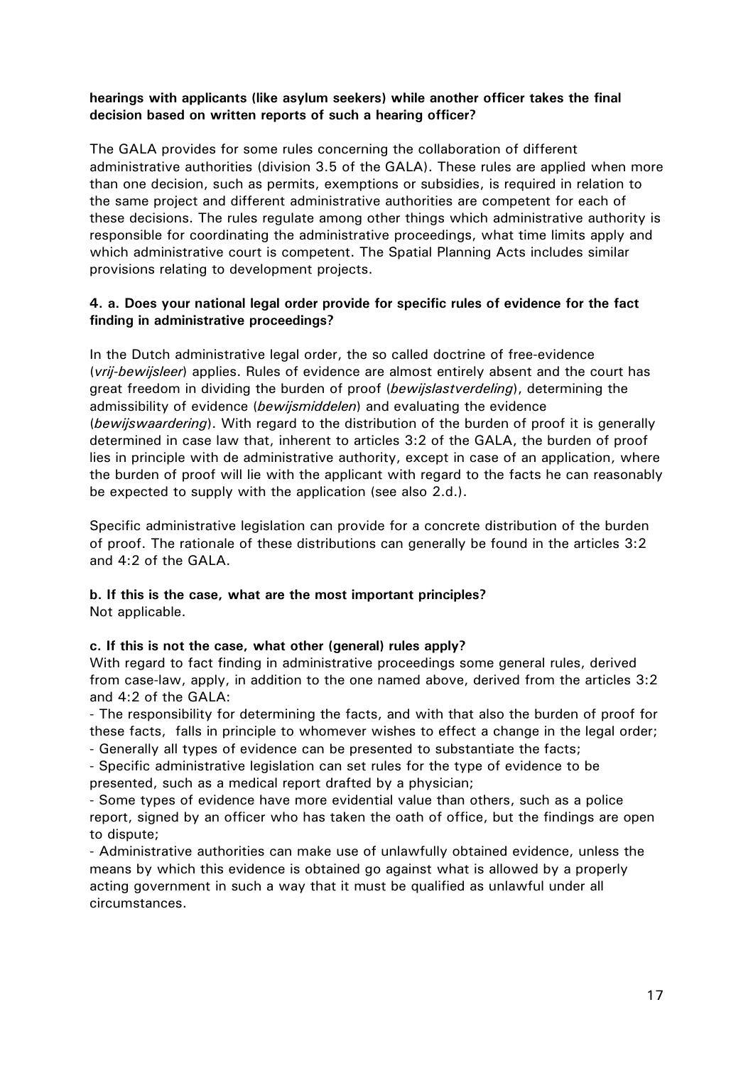**hearings with applicants (like asylum seekers) while another officer takes the final decision based on written reports of such a hearing officer?**

The GALA provides for some rules concerning the collaboration of different administrative authorities (division 3.5 of the GALA). These rules are applied when more than one decision, such as permits, exemptions or subsidies, is required in relation to the same project and different administrative authorities are competent for each of these decisions. The rules regulate among other things which administrative authority is responsible for coordinating the administrative proceedings, what time limits apply and which administrative court is competent. The Spatial Planning Acts includes similar provisions relating to development projects.

**4. a. Does your national legal order provide for specific rules of evidence for the fact finding in administrative proceedings?**

In the Dutch administrative legal order, the so called doctrine of free-evidence (*vrij-bewijsleer*) applies. Rules of evidence are almost entirely absent and the court has great freedom in dividing the burden of proof (*bewijslastverdeling*), determining the admissibility of evidence (*bewijsmiddelen*) and evaluating the evidence (*bewijswaardering*). With regard to the distribution of the burden of proof it is generally determined in case law that, inherent to articles 3:2 of the GALA, the burden of proof lies in principle with de administrative authority, except in case of an application, where the burden of proof will lie with the applicant with regard to the facts he can reasonably be expected to supply with the application (see also 2.d.).

Specific administrative legislation can provide for a concrete distribution of the burden of proof. The rationale of these distributions can generally be found in the articles 3:2 and 4:2 of the GALA.

**b. If this is the case, what are the most important principles?**
Not applicable.

**c. If this is not the case, what other (general) rules apply?**
With regard to fact finding in administrative proceedings some general rules, derived from case-law, apply, in addition to the one named above, derived from the articles 3:2 and 4:2 of the GALA:

- The responsibility for determining the facts, and with that also the burden of proof for these facts, falls in principle to whomever wishes to effect a change in the legal order;
- Generally all types of evidence can be presented to substantiate the facts;
- Specific administrative legislation can set rules for the type of evidence to be presented, such as a medical report drafted by a physician;
- Some types of evidence have more evidential value than others, such as a police report, signed by an officer who has taken the oath of office, but the findings are open to dispute;
- Administrative authorities can make use of unlawfully obtained evidence, unless the means by which this evidence is obtained go against what is allowed by a properly acting government in such a way that it must be qualified as unlawful under all circumstances.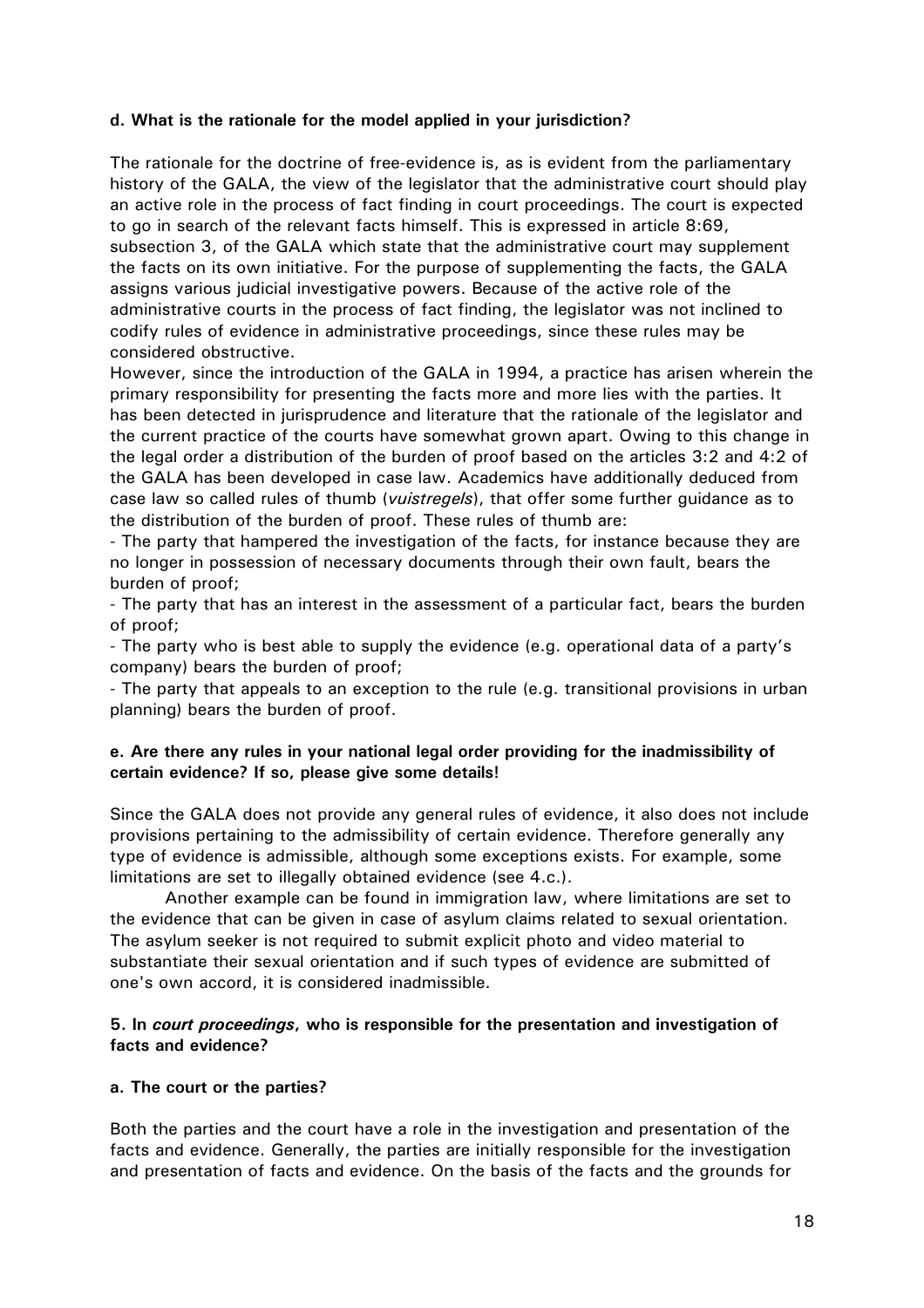**d. What is the rationale for the model applied in your jurisdiction?**

The rationale for the doctrine of free-evidence is, as is evident from the parliamentary history of the GALA, the view of the legislator that the administrative court should play an active role in the process of fact finding in court proceedings. The court is expected to go in search of the relevant facts himself. This is expressed in article 8:69, subsection 3, of the GALA which state that the administrative court may supplement the facts on its own initiative. For the purpose of supplementing the facts, the GALA assigns various judicial investigative powers. Because of the active role of the administrative courts in the process of fact finding, the legislator was not inclined to codify rules of evidence in administrative proceedings, since these rules may be considered obstructive.

However, since the introduction of the GALA in 1994, a practice has arisen wherein the primary responsibility for presenting the facts more and more lies with the parties. It has been detected in jurisprudence and literature that the rationale of the legislator and the current practice of the courts have somewhat grown apart. Owing to this change in the legal order a distribution of the burden of proof based on the articles 3:2 and 4:2 of the GALA has been developed in case law. Academics have additionally deduced from case law so called rules of thumb (*vuistregels*), that offer some further guidance as to the distribution of the burden of proof. These rules of thumb are:

- The party that hampered the investigation of the facts, for instance because they are no longer in possession of necessary documents through their own fault, bears the burden of proof;
- The party that has an interest in the assessment of a particular fact, bears the burden of proof;
- The party who is best able to supply the evidence (e.g. operational data of a party's company) bears the burden of proof;
- The party that appeals to an exception to the rule (e.g. transitional provisions in urban planning) bears the burden of proof.

**e. Are there any rules in your national legal order providing for the inadmissibility of certain evidence? If so, please give some details!**

Since the GALA does not provide any general rules of evidence, it also does not include provisions pertaining to the admissibility of certain evidence. Therefore generally any type of evidence is admissible, although some exceptions exists. For example, some limitations are set to illegally obtained evidence (see 4.c.).

Another example can be found in immigration law, where limitations are set to the evidence that can be given in case of asylum claims related to sexual orientation. The asylum seeker is not required to submit explicit photo and video material to substantiate their sexual orientation and if such types of evidence are submitted of one's own accord, it is considered inadmissible.

**5. In *court proceedings*, who is responsible for the presentation and investigation of facts and evidence?**

**a. The court or the parties?**

Both the parties and the court have a role in the investigation and presentation of the facts and evidence. Generally, the parties are initially responsible for the investigation and presentation of facts and evidence. On the basis of the facts and the grounds for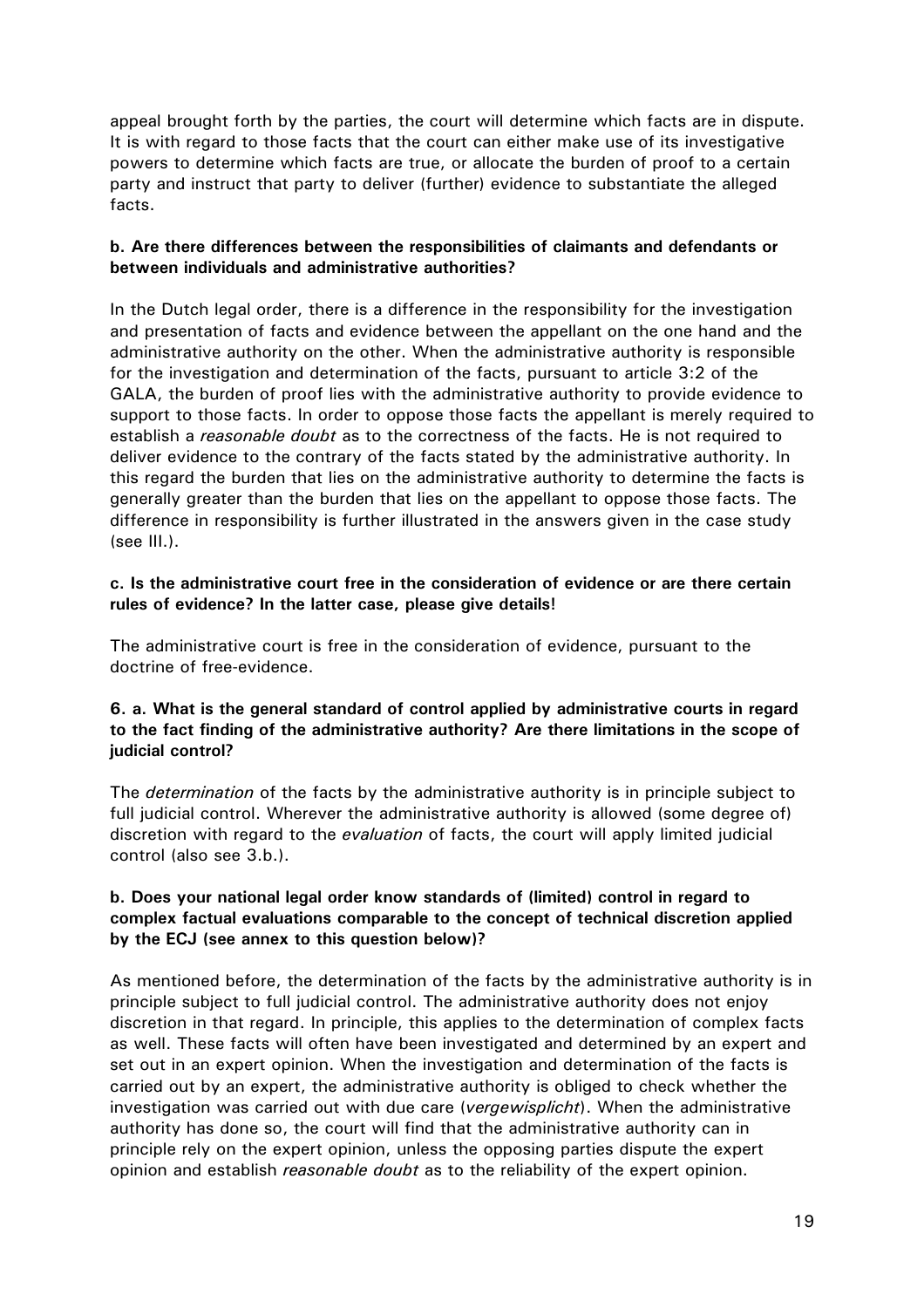appeal brought forth by the parties, the court will determine which facts are in dispute. It is with regard to those facts that the court can either make use of its investigative powers to determine which facts are true, or allocate the burden of proof to a certain party and instruct that party to deliver (further) evidence to substantiate the alleged facts.

**b. Are there differences between the responsibilities of claimants and defendants or between individuals and administrative authorities?**

In the Dutch legal order, there is a difference in the responsibility for the investigation and presentation of facts and evidence between the appellant on the one hand and the administrative authority on the other. When the administrative authority is responsible for the investigation and determination of the facts, pursuant to article 3:2 of the GALA, the burden of proof lies with the administrative authority to provide evidence to support to those facts. In order to oppose those facts the appellant is merely required to establish a *reasonable doubt* as to the correctness of the facts. He is not required to deliver evidence to the contrary of the facts stated by the administrative authority. In this regard the burden that lies on the administrative authority to determine the facts is generally greater than the burden that lies on the appellant to oppose those facts. The difference in responsibility is further illustrated in the answers given in the case study (see III.).

**c. Is the administrative court free in the consideration of evidence or are there certain rules of evidence? In the latter case, please give details!**

The administrative court is free in the consideration of evidence, pursuant to the doctrine of free-evidence.

**6. a. What is the general standard of control applied by administrative courts in regard to the fact finding of the administrative authority? Are there limitations in the scope of judicial control?**

The *determination* of the facts by the administrative authority is in principle subject to full judicial control. Wherever the administrative authority is allowed (some degree of) discretion with regard to the *evaluation* of facts, the court will apply limited judicial control (also see 3.b.).

**b. Does your national legal order know standards of (limited) control in regard to complex factual evaluations comparable to the concept of technical discretion applied by the ECJ (see annex to this question below)?**

As mentioned before, the determination of the facts by the administrative authority is in principle subject to full judicial control. The administrative authority does not enjoy discretion in that regard. In principle, this applies to the determination of complex facts as well. These facts will often have been investigated and determined by an expert and set out in an expert opinion. When the investigation and determination of the facts is carried out by an expert, the administrative authority is obliged to check whether the investigation was carried out with due care (*vergewisplicht*). When the administrative authority has done so, the court will find that the administrative authority can in principle rely on the expert opinion, unless the opposing parties dispute the expert opinion and establish *reasonable doubt* as to the reliability of the expert opinion.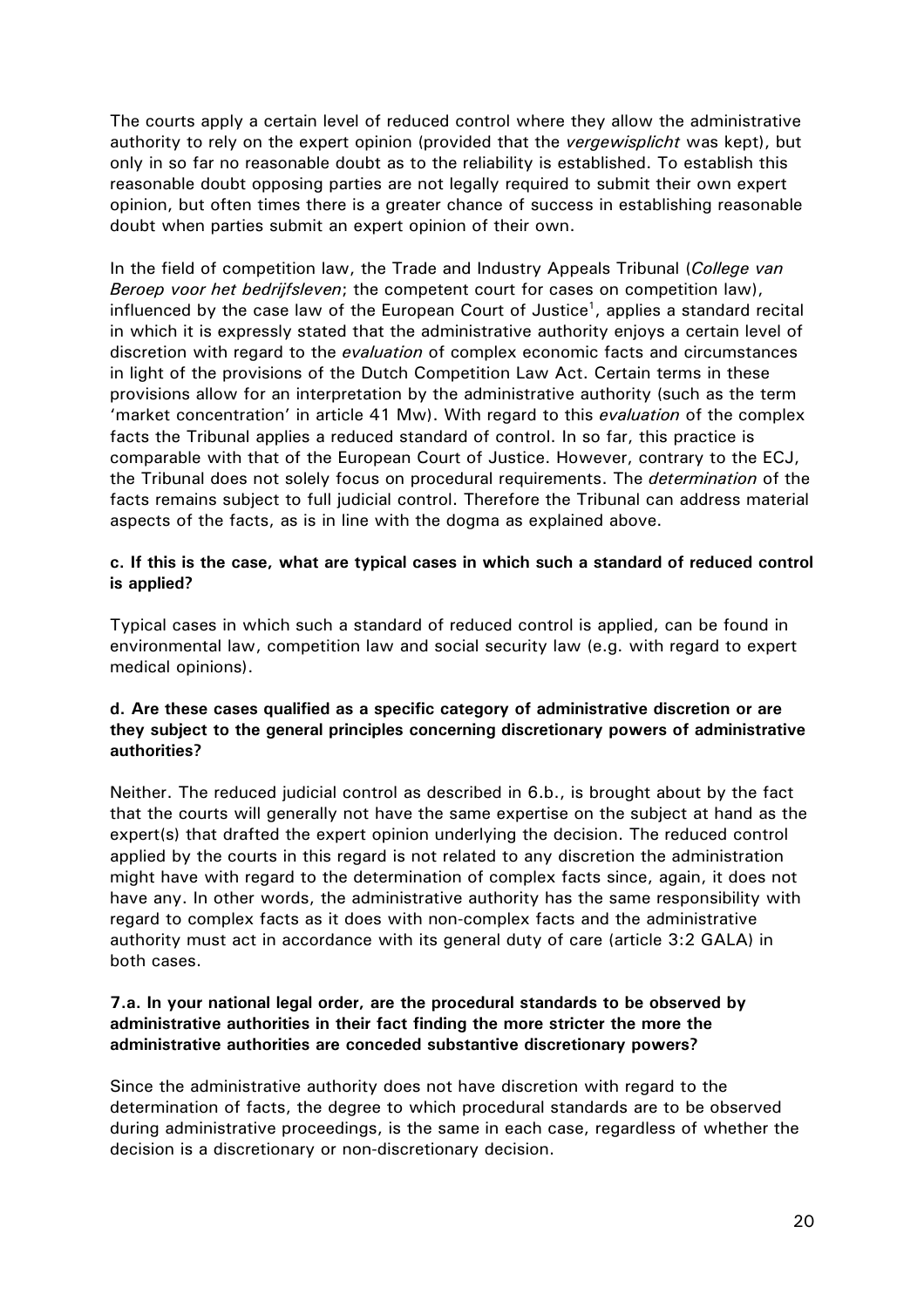The courts apply a certain level of reduced control where they allow the administrative authority to rely on the expert opinion (provided that the *vergewisplicht* was kept), but only in so far no reasonable doubt as to the reliability is established. To establish this reasonable doubt opposing parties are not legally required to submit their own expert opinion, but often times there is a greater chance of success in establishing reasonable doubt when parties submit an expert opinion of their own.

In the field of competition law, the Trade and Industry Appeals Tribunal (*College van Beroep voor het bedrijfsleven*; the competent court for cases on competition law), influenced by the case law of the European Court of Justice[1], applies a standard recital in which it is expressly stated that the administrative authority enjoys a certain level of discretion with regard to the *evaluation* of complex economic facts and circumstances in light of the provisions of the Dutch Competition Law Act. Certain terms in these provisions allow for an interpretation by the administrative authority (such as the term 'market concentration' in article 41 Mw). With regard to this *evaluation* of the complex facts the Tribunal applies a reduced standard of control. In so far, this practice is comparable with that of the European Court of Justice. However, contrary to the ECJ, the Tribunal does not solely focus on procedural requirements. The *determination* of the facts remains subject to full judicial control. Therefore the Tribunal can address material aspects of the facts, as is in line with the dogma as explained above.

**c. If this is the case, what are typical cases in which such a standard of reduced control is applied?**

Typical cases in which such a standard of reduced control is applied, can be found in environmental law, competition law and social security law (e.g. with regard to expert medical opinions).

**d. Are these cases qualified as a specific category of administrative discretion or are they subject to the general principles concerning discretionary powers of administrative authorities?**

Neither. The reduced judicial control as described in 6.b., is brought about by the fact that the courts will generally not have the same expertise on the subject at hand as the expert(s) that drafted the expert opinion underlying the decision. The reduced control applied by the courts in this regard is not related to any discretion the administration might have with regard to the determination of complex facts since, again, it does not have any. In other words, the administrative authority has the same responsibility with regard to complex facts as it does with non-complex facts and the administrative authority must act in accordance with its general duty of care (article 3:2 GALA) in both cases.

**7.a. In your national legal order, are the procedural standards to be observed by administrative authorities in their fact finding the more stricter the more the administrative authorities are conceded substantive discretionary powers?**

Since the administrative authority does not have discretion with regard to the determination of facts, the degree to which procedural standards are to be observed during administrative proceedings, is the same in each case, regardless of whether the decision is a discretionary or non-discretionary decision.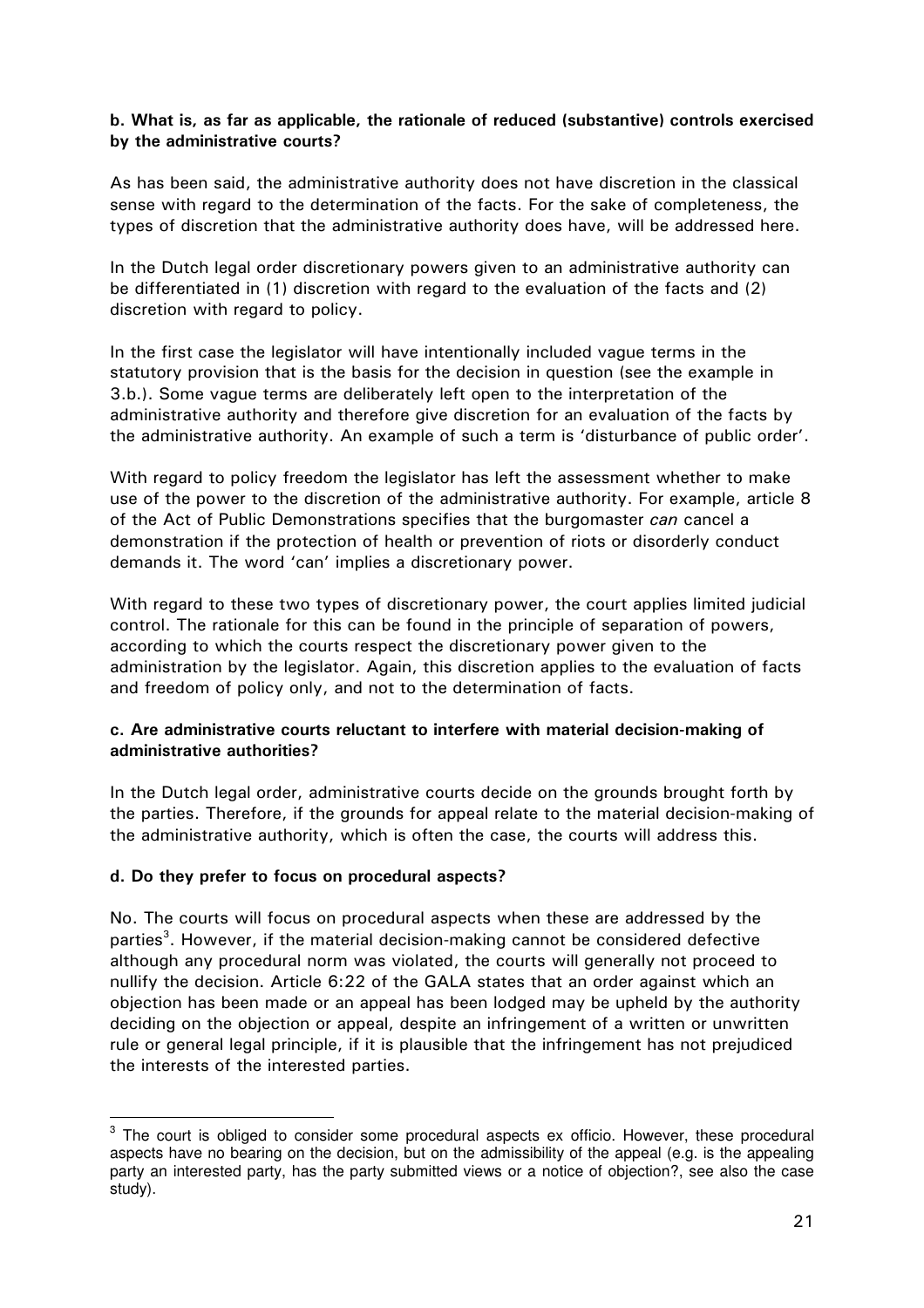**b. What is, as far as applicable, the rationale of reduced (substantive) controls exercised by the administrative courts?**

As has been said, the administrative authority does not have discretion in the classical sense with regard to the determination of the facts. For the sake of completeness, the types of discretion that the administrative authority does have, will be addressed here.

In the Dutch legal order discretionary powers given to an administrative authority can be differentiated in (1) discretion with regard to the evaluation of the facts and (2) discretion with regard to policy.

In the first case the legislator will have intentionally included vague terms in the statutory provision that is the basis for the decision in question (see the example in 3.b.). Some vague terms are deliberately left open to the interpretation of the administrative authority and therefore give discretion for an evaluation of the facts by the administrative authority. An example of such a term is 'disturbance of public order'.

With regard to policy freedom the legislator has left the assessment whether to make use of the power to the discretion of the administrative authority. For example, article 8 of the Act of Public Demonstrations specifies that the burgomaster *can* cancel a demonstration if the protection of health or prevention of riots or disorderly conduct demands it. The word 'can' implies a discretionary power.

With regard to these two types of discretionary power, the court applies limited judicial control. The rationale for this can be found in the principle of separation of powers, according to which the courts respect the discretionary power given to the administration by the legislator. Again, this discretion applies to the evaluation of facts and freedom of policy only, and not to the determination of facts.

**c. Are administrative courts reluctant to interfere with material decision-making of administrative authorities?**

In the Dutch legal order, administrative courts decide on the grounds brought forth by the parties. Therefore, if the grounds for appeal relate to the material decision-making of the administrative authority, which is often the case, the courts will address this.

**d. Do they prefer to focus on procedural aspects?**

No. The courts will focus on procedural aspects when these are addressed by the parties[3]. However, if the material decision-making cannot be considered defective although any procedural norm was violated, the courts will generally not proceed to nullify the decision. Article 6:22 of the GALA states that an order against which an objection has been made or an appeal has been lodged may be upheld by the authority deciding on the objection or appeal, despite an infringement of a written or unwritten rule or general legal principle, if it is plausible that the infringement has not prejudiced the interests of the interested parties.

[3] The court is obliged to consider some procedural aspects ex officio. However, these procedural aspects have no bearing on the decision, but on the admissibility of the appeal (e.g. is the appealing party an interested party, has the party submitted views or a notice of objection?, see also the case study).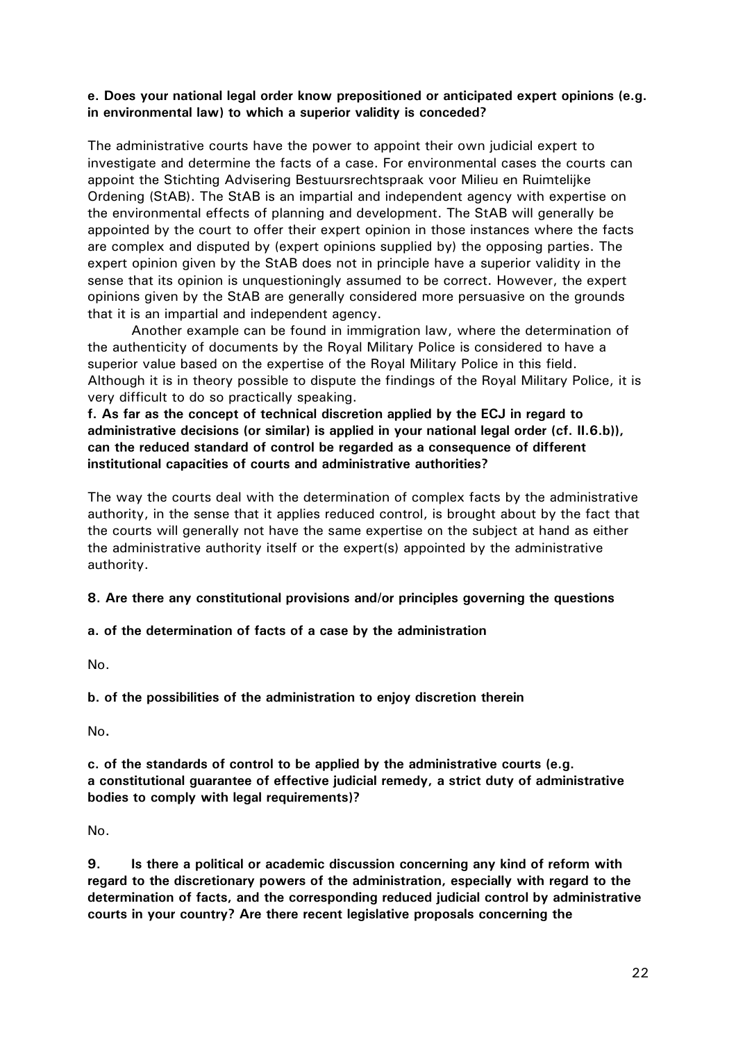**e. Does your national legal order know prepositioned or anticipated expert opinions (e.g. in environmental law) to which a superior validity is conceded?**

The administrative courts have the power to appoint their own judicial expert to investigate and determine the facts of a case. For environmental cases the courts can appoint the Stichting Advisering Bestuursrechtspraak voor Milieu en Ruimtelijke Ordening (StAB). The StAB is an impartial and independent agency with expertise on the environmental effects of planning and development. The StAB will generally be appointed by the court to offer their expert opinion in those instances where the facts are complex and disputed by (expert opinions supplied by) the opposing parties. The expert opinion given by the StAB does not in principle have a superior validity in the sense that its opinion is unquestioningly assumed to be correct. However, the expert opinions given by the StAB are generally considered more persuasive on the grounds that it is an impartial and independent agency.

Another example can be found in immigration law, where the determination of the authenticity of documents by the Royal Military Police is considered to have a superior value based on the expertise of the Royal Military Police in this field. Although it is in theory possible to dispute the findings of the Royal Military Police, it is very difficult to do so practically speaking.

**f. As far as the concept of technical discretion applied by the ECJ in regard to administrative decisions (or similar) is applied in your national legal order (cf. II.6.b)), can the reduced standard of control be regarded as a consequence of different institutional capacities of courts and administrative authorities?**

The way the courts deal with the determination of complex facts by the administrative authority, in the sense that it applies reduced control, is brought about by the fact that the courts will generally not have the same expertise on the subject at hand as either the administrative authority itself or the expert(s) appointed by the administrative authority.

**8. Are there any constitutional provisions and/or principles governing the questions**

**a. of the determination of facts of a case by the administration**

No.

**b. of the possibilities of the administration to enjoy discretion therein**

No.

**c. of the standards of control to be applied by the administrative courts (e.g. a constitutional guarantee of effective judicial remedy, a strict duty of administrative bodies to comply with legal requirements)?**

No.

**9. Is there a political or academic discussion concerning any kind of reform with regard to the discretionary powers of the administration, especially with regard to the determination of facts, and the corresponding reduced judicial control by administrative courts in your country? Are there recent legislative proposals concerning the**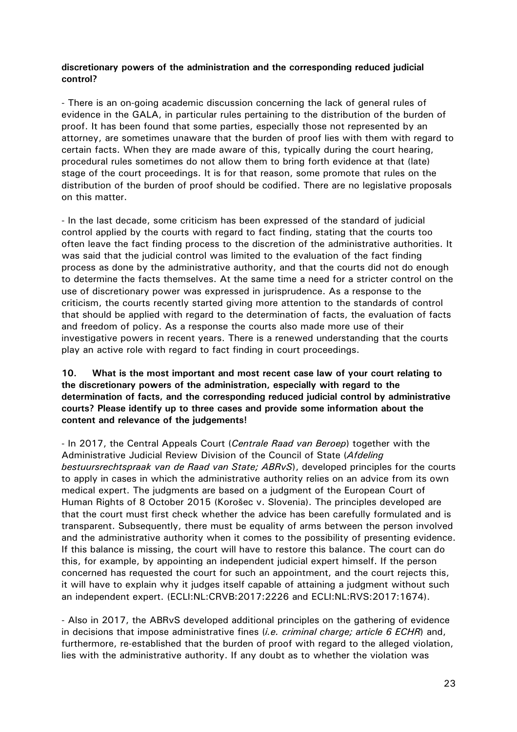**discretionary powers of the administration and the corresponding reduced judicial control?**

- There is an on-going academic discussion concerning the lack of general rules of evidence in the GALA, in particular rules pertaining to the distribution of the burden of proof. It has been found that some parties, especially those not represented by an attorney, are sometimes unaware that the burden of proof lies with them with regard to certain facts. When they are made aware of this, typically during the court hearing, procedural rules sometimes do not allow them to bring forth evidence at that (late) stage of the court proceedings. It is for that reason, some promote that rules on the distribution of the burden of proof should be codified. There are no legislative proposals on this matter.

- In the last decade, some criticism has been expressed of the standard of judicial control applied by the courts with regard to fact finding, stating that the courts too often leave the fact finding process to the discretion of the administrative authorities. It was said that the judicial control was limited to the evaluation of the fact finding process as done by the administrative authority, and that the courts did not do enough to determine the facts themselves. At the same time a need for a stricter control on the use of discretionary power was expressed in jurisprudence. As a response to the criticism, the courts recently started giving more attention to the standards of control that should be applied with regard to the determination of facts, the evaluation of facts and freedom of policy. As a response the courts also made more use of their investigative powers in recent years. There is a renewed understanding that the courts play an active role with regard to fact finding in court proceedings.

**10. What is the most important and most recent case law of your court relating to the discretionary powers of the administration, especially with regard to the determination of facts, and the corresponding reduced judicial control by administrative courts? Please identify up to three cases and provide some information about the content and relevance of the judgements!**

- In 2017, the Central Appeals Court (*Centrale Raad van Beroep*) together with the Administrative Judicial Review Division of the Council of State (*Afdeling bestuursrechtspraak van de Raad van State; ABRvS*), developed principles for the courts to apply in cases in which the administrative authority relies on an advice from its own medical expert. The judgments are based on a judgment of the European Court of Human Rights of 8 October 2015 (Korošec v. Slovenia). The principles developed are that the court must first check whether the advice has been carefully formulated and is transparent. Subsequently, there must be equality of arms between the person involved and the administrative authority when it comes to the possibility of presenting evidence. If this balance is missing, the court will have to restore this balance. The court can do this, for example, by appointing an independent judicial expert himself. If the person concerned has requested the court for such an appointment, and the court rejects this, it will have to explain why it judges itself capable of attaining a judgment without such an independent expert. (ECLI:NL:CRVB:2017:2226 and ECLI:NL:RVS:2017:1674).

- Also in 2017, the ABRvS developed additional principles on the gathering of evidence in decisions that impose administrative fines (*i.e. criminal charge; article 6 ECHR*) and, furthermore, re-established that the burden of proof with regard to the alleged violation, lies with the administrative authority. If any doubt as to whether the violation was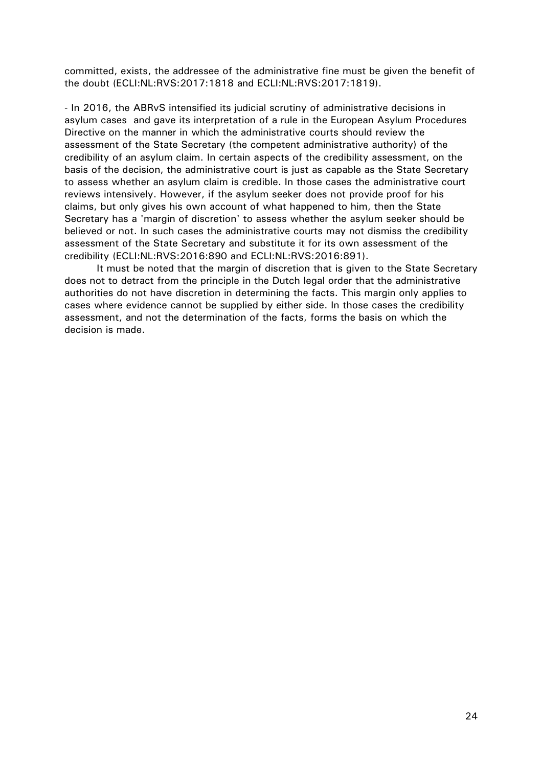committed, exists, the addressee of the administrative fine must be given the benefit of the doubt (ECLI:NL:RVS:2017:1818 and ECLI:NL:RVS:2017:1819).

- In 2016, the ABRvS intensified its judicial scrutiny of administrative decisions in asylum cases  and gave its interpretation of a rule in the European Asylum Procedures Directive on the manner in which the administrative courts should review the assessment of the State Secretary (the competent administrative authority) of the credibility of an asylum claim. In certain aspects of the credibility assessment, on the basis of the decision, the administrative court is just as capable as the State Secretary to assess whether an asylum claim is credible. In those cases the administrative court reviews intensively. However, if the asylum seeker does not provide proof for his claims, but only gives his own account of what happened to him, then the State Secretary has a 'margin of discretion' to assess whether the asylum seeker should be believed or not. In such cases the administrative courts may not dismiss the credibility assessment of the State Secretary and substitute it for its own assessment of the credibility (ECLI:NL:RVS:2016:890 and ECLI:NL:RVS:2016:891).

It must be noted that the margin of discretion that is given to the State Secretary does not to detract from the principle in the Dutch legal order that the administrative authorities do not have discretion in determining the facts. This margin only applies to cases where evidence cannot be supplied by either side. In those cases the credibility assessment, and not the determination of the facts, forms the basis on which the decision is made.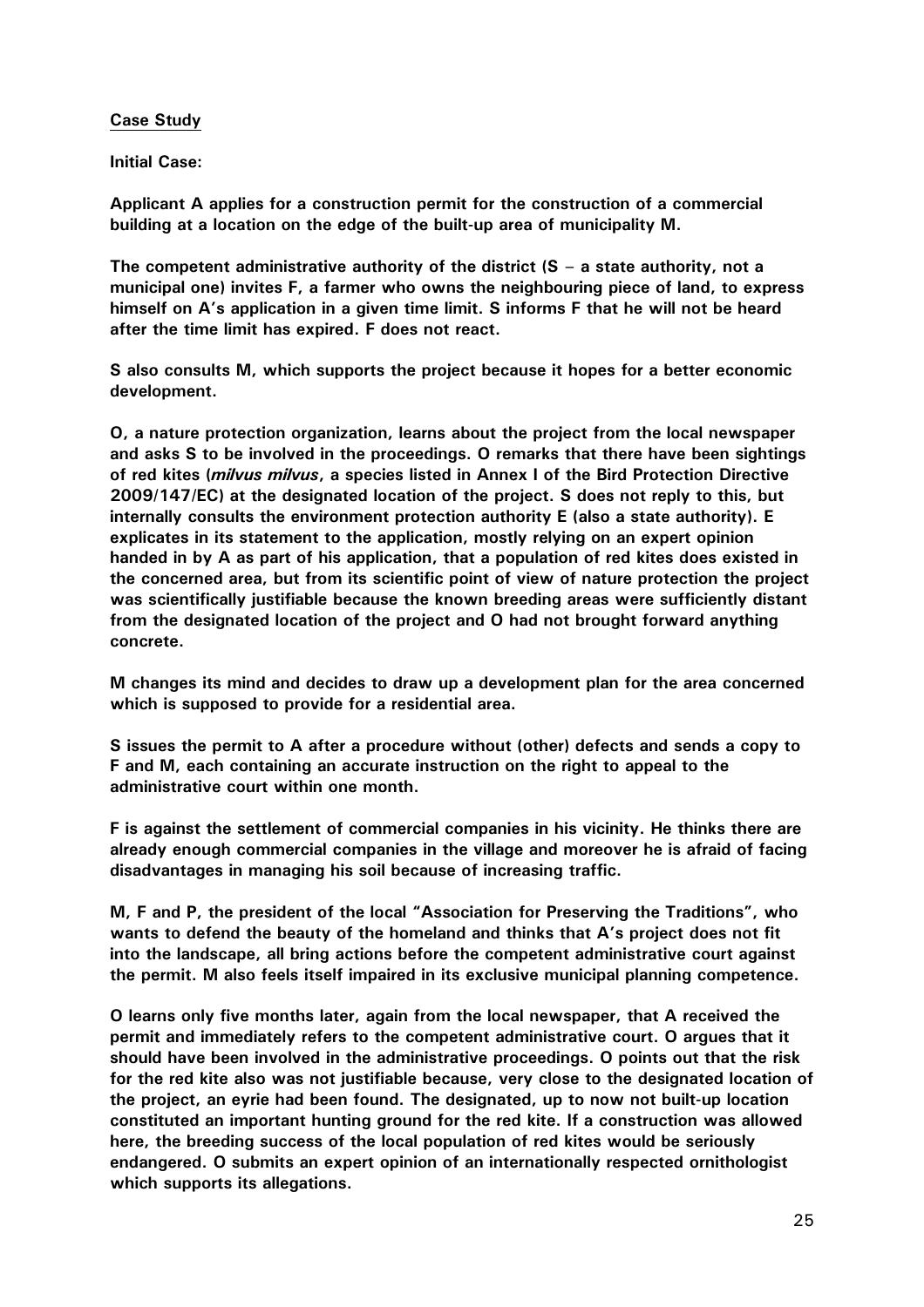**Case Study**

**Initial Case:**

**Applicant A applies for a construction permit for the construction of a commercial building at a location on the edge of the built-up area of municipality M.**

**The competent administrative authority of the district (S – a state authority, not a municipal one) invites F, a farmer who owns the neighbouring piece of land, to express himself on A's application in a given time limit. S informs F that he will not be heard after the time limit has expired. F does not react.**

**S also consults M, which supports the project because it hopes for a better economic development.**

**O, a nature protection organization, learns about the project from the local newspaper and asks S to be involved in the proceedings. O remarks that there have been sightings of red kites (*milvus milvus*, a species listed in Annex I of the Bird Protection Directive 2009/147/EC) at the designated location of the project. S does not reply to this, but internally consults the environment protection authority E (also a state authority). E explicates in its statement to the application, mostly relying on an expert opinion handed in by A as part of his application, that a population of red kites does existed in the concerned area, but from its scientific point of view of nature protection the project was scientifically justifiable because the known breeding areas were sufficiently distant from the designated location of the project and O had not brought forward anything concrete.**

**M changes its mind and decides to draw up a development plan for the area concerned which is supposed to provide for a residential area.**

**S issues the permit to A after a procedure without (other) defects and sends a copy to F and M, each containing an accurate instruction on the right to appeal to the administrative court within one month.**

**F is against the settlement of commercial companies in his vicinity. He thinks there are already enough commercial companies in the village and moreover he is afraid of facing disadvantages in managing his soil because of increasing traffic.**

**M, F and P, the president of the local "Association for Preserving the Traditions", who wants to defend the beauty of the homeland and thinks that A's project does not fit into the landscape, all bring actions before the competent administrative court against the permit. M also feels itself impaired in its exclusive municipal planning competence.**

**O learns only five months later, again from the local newspaper, that A received the permit and immediately refers to the competent administrative court. O argues that it should have been involved in the administrative proceedings. O points out that the risk for the red kite also was not justifiable because, very close to the designated location of the project, an eyrie had been found. The designated, up to now not built-up location constituted an important hunting ground for the red kite. If a construction was allowed here, the breeding success of the local population of red kites would be seriously endangered. O submits an expert opinion of an internationally respected ornithologist which supports its allegations.**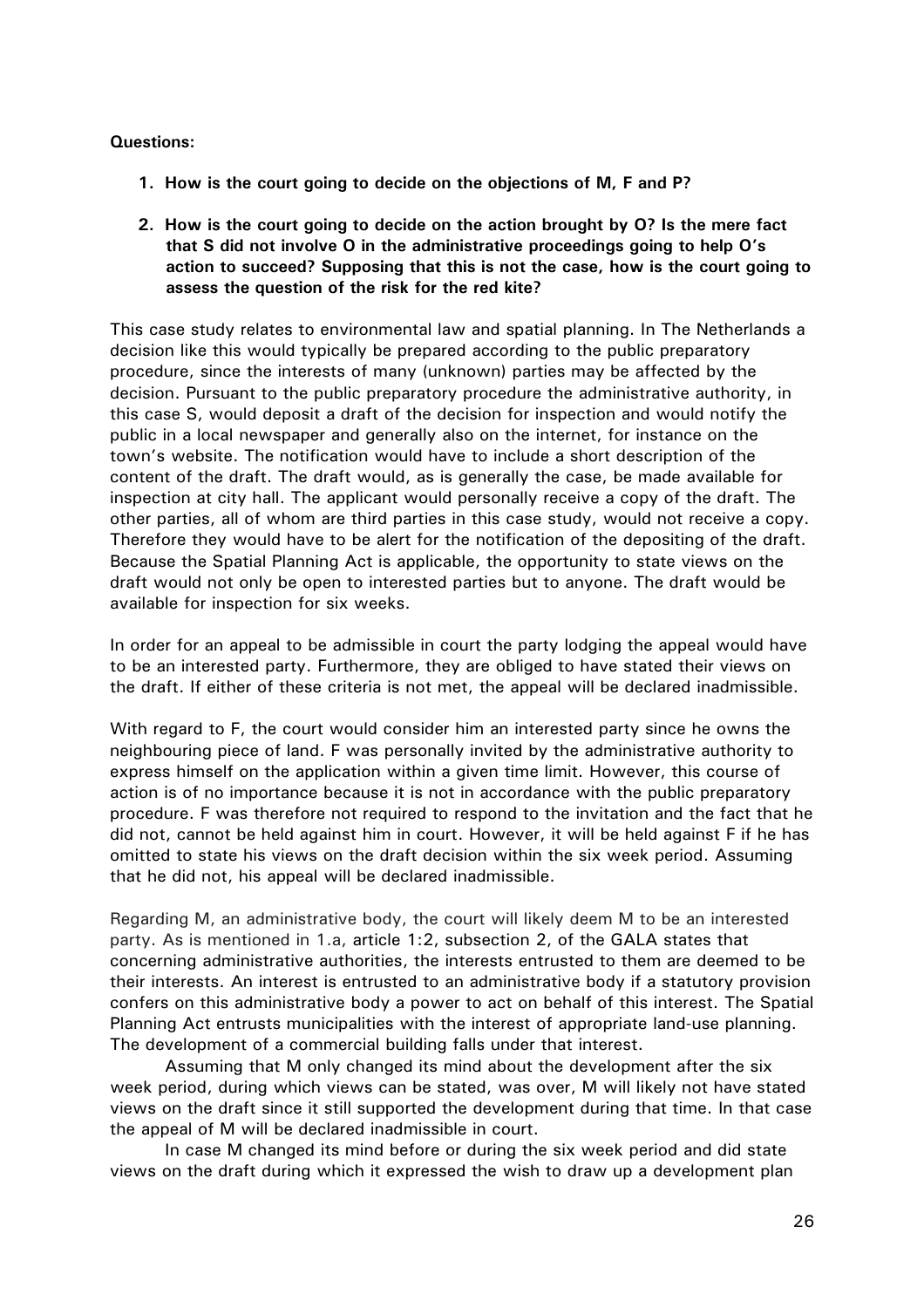**Questions:**

1. **How is the court going to decide on the objections of M, F and P?**

2. **How is the court going to decide on the action brought by O? Is the mere fact that S did not involve O in the administrative proceedings going to help O's action to succeed? Supposing that this is not the case, how is the court going to assess the question of the risk for the red kite?**

This case study relates to environmental law and spatial planning. In The Netherlands a decision like this would typically be prepared according to the public preparatory procedure, since the interests of many (unknown) parties may be affected by the decision. Pursuant to the public preparatory procedure the administrative authority, in this case S, would deposit a draft of the decision for inspection and would notify the public in a local newspaper and generally also on the internet, for instance on the town's website. The notification would have to include a short description of the content of the draft. The draft would, as is generally the case, be made available for inspection at city hall. The applicant would personally receive a copy of the draft. The other parties, all of whom are third parties in this case study, would not receive a copy. Therefore they would have to be alert for the notification of the depositing of the draft. Because the Spatial Planning Act is applicable, the opportunity to state views on the draft would not only be open to interested parties but to anyone. The draft would be available for inspection for six weeks.

In order for an appeal to be admissible in court the party lodging the appeal would have to be an interested party. Furthermore, they are obliged to have stated their views on the draft. If either of these criteria is not met, the appeal will be declared inadmissible.

With regard to F, the court would consider him an interested party since he owns the neighbouring piece of land. F was personally invited by the administrative authority to express himself on the application within a given time limit. However, this course of action is of no importance because it is not in accordance with the public preparatory procedure. F was therefore not required to respond to the invitation and the fact that he did not, cannot be held against him in court. However, it will be held against F if he has omitted to state his views on the draft decision within the six week period. Assuming that he did not, his appeal will be declared inadmissible.

Regarding M, an administrative body, the court will likely deem M to be an interested party. As is mentioned in 1.a, article 1:2, subsection 2, of the GALA states that concerning administrative authorities, the interests entrusted to them are deemed to be their interests. An interest is entrusted to an administrative body if a statutory provision confers on this administrative body a power to act on behalf of this interest. The Spatial Planning Act entrusts municipalities with the interest of appropriate land-use planning. The development of a commercial building falls under that interest.

Assuming that M only changed its mind about the development after the six week period, during which views can be stated, was over, M will likely not have stated views on the draft since it still supported the development during that time. In that case the appeal of M will be declared inadmissible.

In case M changed its mind before or during the six week period and did state views on the draft during which it expressed the wish to draw up a development plan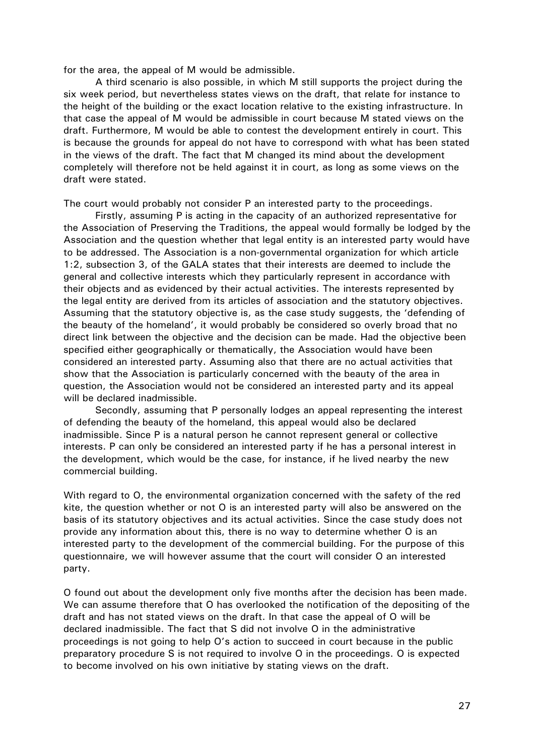for the area, the appeal of M would be admissible.

A third scenario is also possible, in which M still supports the project during the six week period, but nevertheless states views on the draft, that relate for instance to the height of the building or the exact location relative to the existing infrastructure. In that case the appeal of M would be admissible in court because M stated views on the draft. Furthermore, M would be able to contest the development entirely in court. This is because the grounds for appeal do not have to correspond with what has been stated in the views of the draft. The fact that M changed its mind about the development completely will therefore not be held against it in court, as long as some views on the draft were stated.

The court would probably not consider P an interested party to the proceedings.

Firstly, assuming P is acting in the capacity of an authorized representative for the Association of Preserving the Traditions, the appeal would formally be lodged by the Association and the question whether that legal entity is an interested party would have to be addressed. The Association is a non-governmental organization for which article 1:2, subsection 3, of the GALA states that their interests are deemed to include the general and collective interests which they particularly represent in accordance with their objects and as evidenced by their actual activities. The interests represented by the legal entity are derived from its articles of association and the statutory objectives. Assuming that the statutory objective is, as the case study suggests, the 'defending of the beauty of the homeland', it would probably be considered so overly broad that no direct link between the objective and the decision can be made. Had the objective been specified either geographically or thematically, the Association would have been considered an interested party. Assuming also that there are no actual activities that show that the Association is particularly concerned with the beauty of the area in question, the Association would not be considered an interested party and its appeal will be declared inadmissible.

Secondly, assuming that P personally lodges an appeal representing the interest of defending the beauty of the homeland, this appeal would also be declared inadmissible. Since P is a natural person he cannot represent general or collective interests. P can only be considered an interested party if he has a personal interest in the development, which would be the case, for instance, if he lived nearby the new commercial building.

With regard to O, the environmental organization concerned with the safety of the red kite, the question whether or not O is an interested party will also be answered on the basis of its statutory objectives and its actual activities. Since the case study does not provide any information about this, there is no way to determine whether O is an interested party to the development of the commercial building. For the purpose of this questionnaire, we will however assume that the court will consider O an interested party.

O found out about the development only five months after the decision has been made. We can assume therefore that O has overlooked the notification of the depositing of the draft and has not stated views on the draft. In that case the appeal of O will be declared inadmissible. The fact that S did not involve O in the administrative proceedings is not going to help O's action to succeed in court because in the public preparatory procedure S is not required to involve O in the proceedings. O is expected to become involved on his own initiative by stating views on the draft.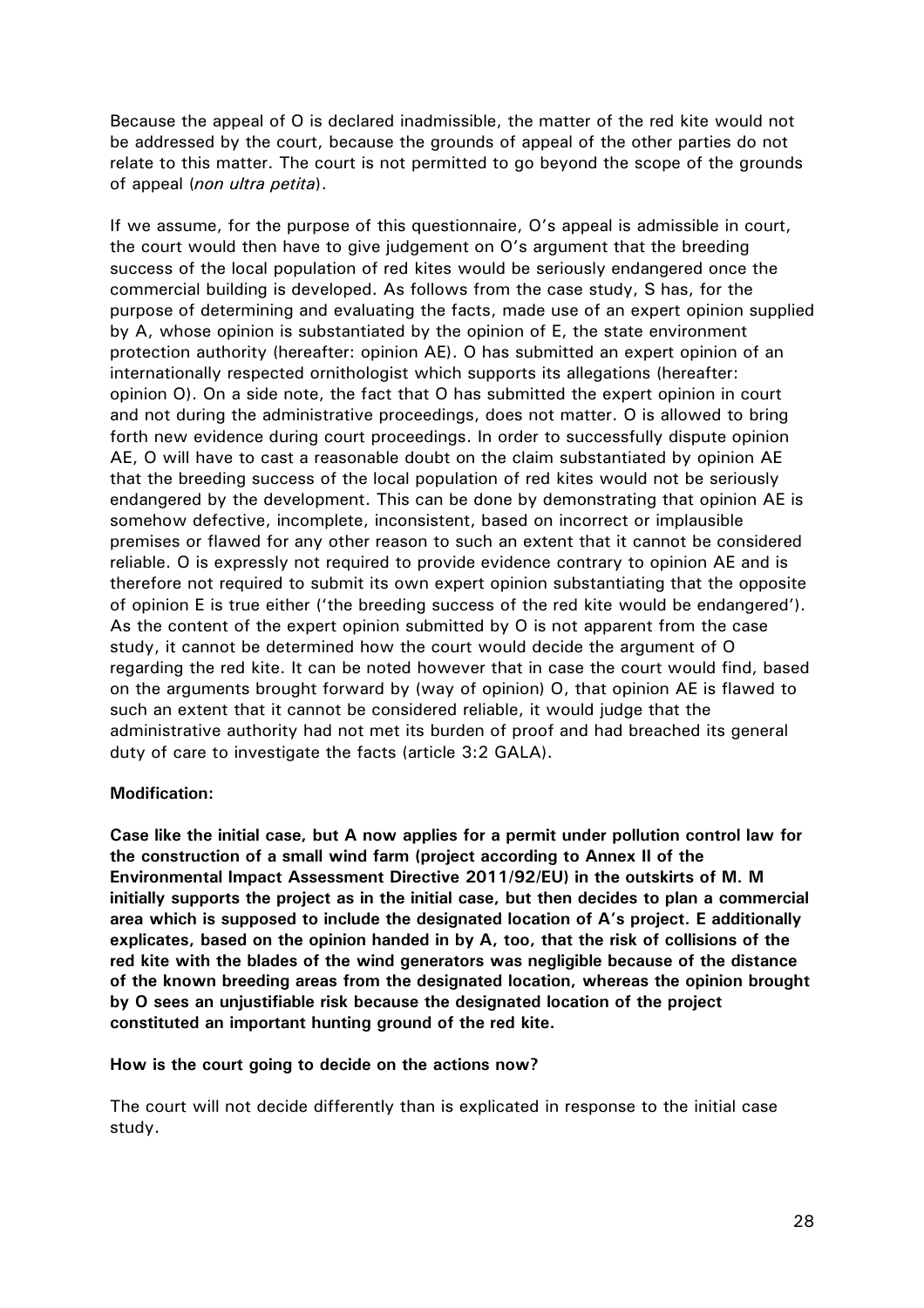Because the appeal of O is declared inadmissible, the matter of the red kite would not be addressed by the court, because the grounds of appeal of the other parties do not relate to this matter. The court is not permitted to go beyond the scope of the grounds of appeal (*non ultra petita*).

If we assume, for the purpose of this questionnaire, O's appeal is admissible in court, the court would then have to give judgement on O's argument that the breeding success of the local population of red kites would be seriously endangered once the commercial building is developed. As follows from the case study, S has, for the purpose of determining and evaluating the facts, made use of an expert opinion supplied by A, whose opinion is substantiated by the opinion of E, the state environment protection authority (hereafter: opinion AE). O has submitted an expert opinion of an internationally respected ornithologist which supports its allegations (hereafter: opinion O). On a side note, the fact that O has submitted the expert opinion in court and not during the administrative proceedings, does not matter. O is allowed to bring forth new evidence during court proceedings. In order to successfully dispute opinion AE, O will have to cast a reasonable doubt on the claim substantiated by opinion AE that the breeding success of the local population of red kites would not be seriously endangered by the development. This can be done by demonstrating that opinion AE is somehow defective, incomplete, inconsistent, based on incorrect or implausible premises or flawed for any other reason to such an extent that it cannot be considered reliable. O is expressly not required to provide evidence contrary to opinion AE and is therefore not required to submit its own expert opinion substantiating that the opposite of opinion E is true either ('the breeding success of the red kite would be endangered'). As the content of the expert opinion submitted by O is not apparent from the case study, it cannot be determined how the court would decide the argument of O regarding the red kite. It can be noted however that in case the court would find, based on the arguments brought forward by (way of opinion) O, that opinion AE is flawed to such an extent that it cannot be considered reliable, it would judge that the administrative authority had not met its burden of proof and had breached its general duty of care to investigate the facts (article 3:2 GALA).

**Modification:**

**Case like the initial case, but A now applies for a permit under pollution control law for the construction of a small wind farm (project according to Annex II of the Environmental Impact Assessment Directive 2011/92/EU) in the outskirts of M. M initially supports the project as in the initial case, but then decides to plan a commercial area which is supposed to include the designated location of A's project. E additionally explicates, based on the opinion handed in by A, too, that the risk of collisions of the red kite with the blades of the wind generators was negligible because of the distance of the known breeding areas from the designated location, whereas the opinion brought by O sees an unjustifiable risk because the designated location of the project constituted an important hunting ground of the red kite.**

**How is the court going to decide on the actions now?**

The court will not decide differently than is explicated in response to the initial case study.